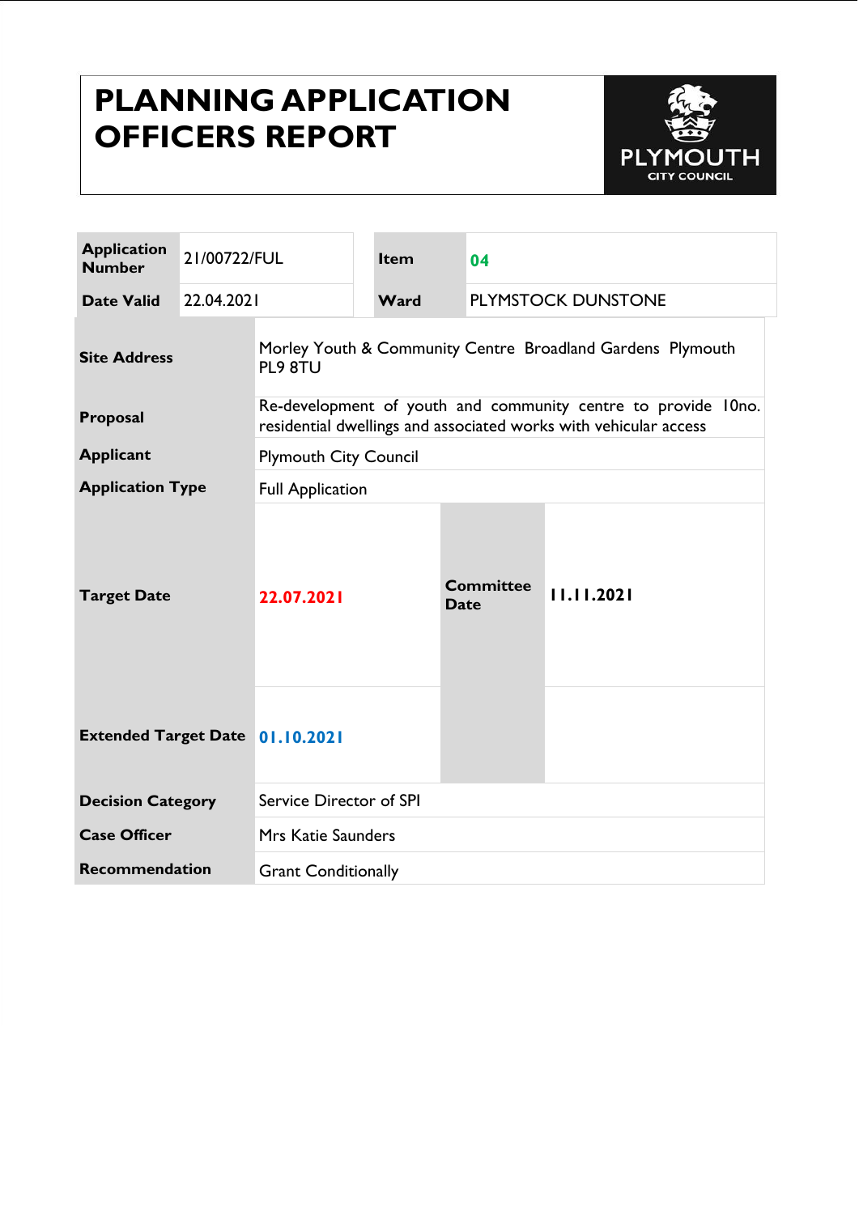# PLANNING APPLICATION OFFICERS REPORT

PLYMOUTH CITY COUNCIL

| Application Number | 21/00722/FUL | Item | 04 |
|---|---|---|---|
| Date Valid | 22.04.2021 | Ward | PLYMSTOCK DUNSTONE |

| | | | |
|---|---|---|---|
| **Site Address** | Morley Youth & Community Centre Broadland Gardens Plymouth PL9 8TU | | |
| **Proposal** | Re-development of youth and community centre to provide 10no. residential dwellings and associated works with vehicular access | | |
| **Applicant** | Plymouth City Council | | |
| **Application Type** | Full Application | | |
| **Target Date** | 22.07.2021 | **Committee Date** | 11.11.2021 |
| **Extended Target Date** | 01.10.2021 | | |
| **Decision Category** | Service Director of SPI | | |
| **Case Officer** | Mrs Katie Saunders | | |
| **Recommendation** | Grant Conditionally | | |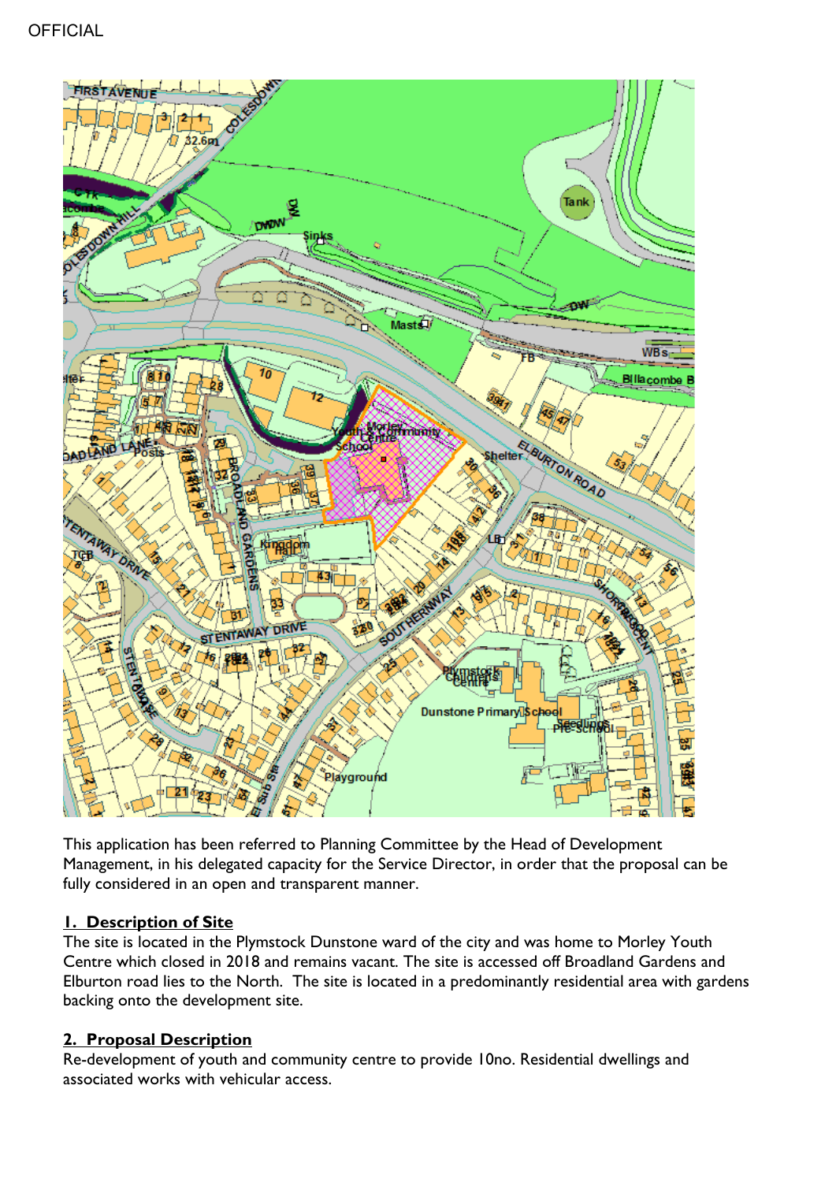This application has been referred to Planning Committee by the Head of Development Management, in his delegated capacity for the Service Director, in order that the proposal can be fully considered in an open and transparent manner.

## 1. Description of Site

The site is located in the Plymstock Dunstone ward of the city and was home to Morley Youth Centre which closed in 2018 and remains vacant. The site is accessed off Broadland Gardens and Elburton road lies to the North. The site is located in a predominantly residential area with gardens backing onto the development site.

## 2. Proposal Description

Re-development of youth and community centre to provide 10no. Residential dwellings and associated works with vehicular access.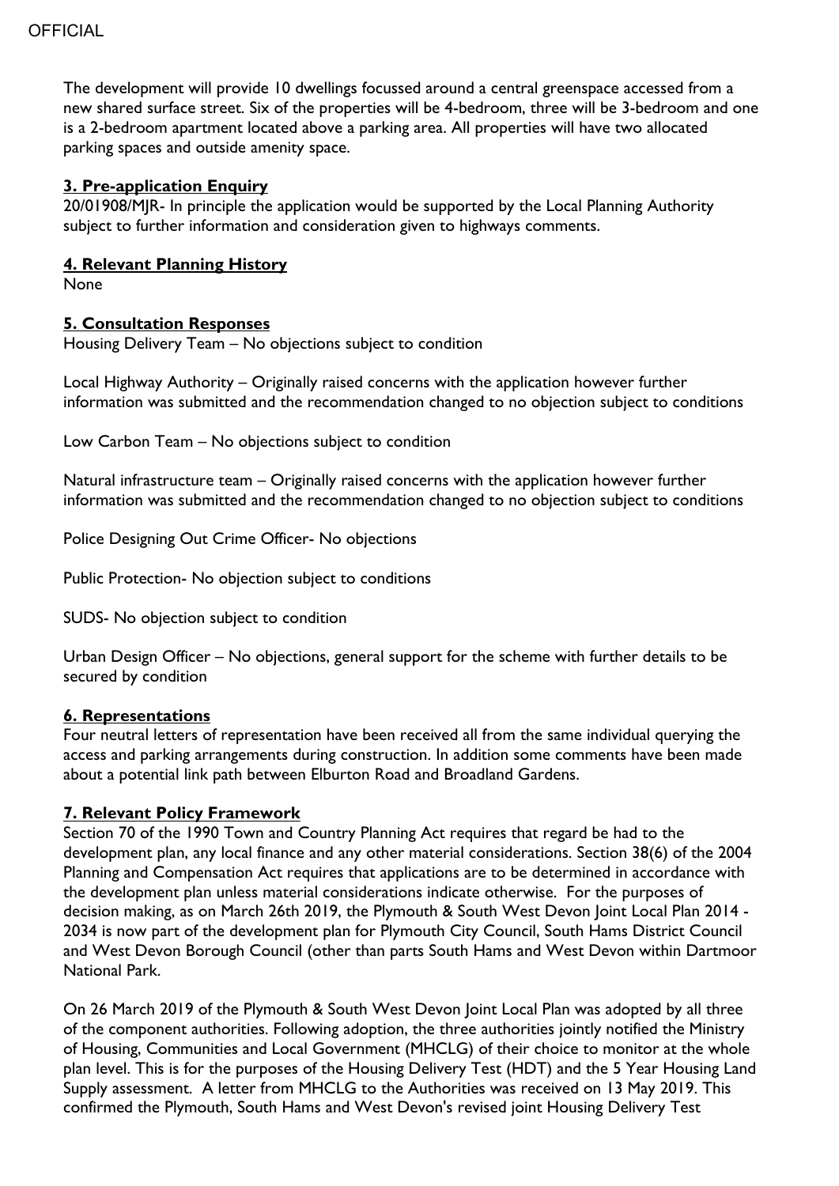The development will provide 10 dwellings focussed around a central greenspace accessed from a new shared surface street. Six of the properties will be 4-bedroom, three will be 3-bedroom and one is a 2-bedroom apartment located above a parking area. All properties will have two allocated parking spaces and outside amenity space.

## 3. Pre-application Enquiry

20/01908/MJR- In principle the application would be supported by the Local Planning Authority subject to further information and consideration given to highways comments.

## 4. Relevant Planning History

None

## 5. Consultation Responses

Housing Delivery Team – No objections subject to condition

Local Highway Authority – Originally raised concerns with the application however further information was submitted and the recommendation changed to no objection subject to conditions

Low Carbon Team – No objections subject to condition

Natural infrastructure team – Originally raised concerns with the application however further information was submitted and the recommendation changed to no objection subject to conditions

Police Designing Out Crime Officer- No objections

Public Protection- No objection subject to conditions

SUDS- No objection subject to condition

Urban Design Officer – No objections, general support for the scheme with further details to be secured by condition

## 6. Representations

Four neutral letters of representation have been received all from the same individual querying the access and parking arrangements during construction. In addition some comments have been made about a potential link path between Elburton Road and Broadland Gardens.

## 7. Relevant Policy Framework

Section 70 of the 1990 Town and Country Planning Act requires that regard be had to the development plan, any local finance and any other material considerations. Section 38(6) of the 2004 Planning and Compensation Act requires that applications are to be determined in accordance with the development plan unless material considerations indicate otherwise. For the purposes of decision making, as on March 26th 2019, the Plymouth & South West Devon Joint Local Plan 2014 - 2034 is now part of the development plan for Plymouth City Council, South Hams District Council and West Devon Borough Council (other than parts South Hams and West Devon within Dartmoor National Park.

On 26 March 2019 of the Plymouth & South West Devon Joint Local Plan was adopted by all three of the component authorities. Following adoption, the three authorities jointly notified the Ministry of Housing, Communities and Local Government (MHCLG) of their choice to monitor at the whole plan level. This is for the purposes of the Housing Delivery Test (HDT) and the 5 Year Housing Land Supply assessment. A letter from MHCLG to the Authorities was received on 13 May 2019. This confirmed the Plymouth, South Hams and West Devon's revised joint Housing Delivery Test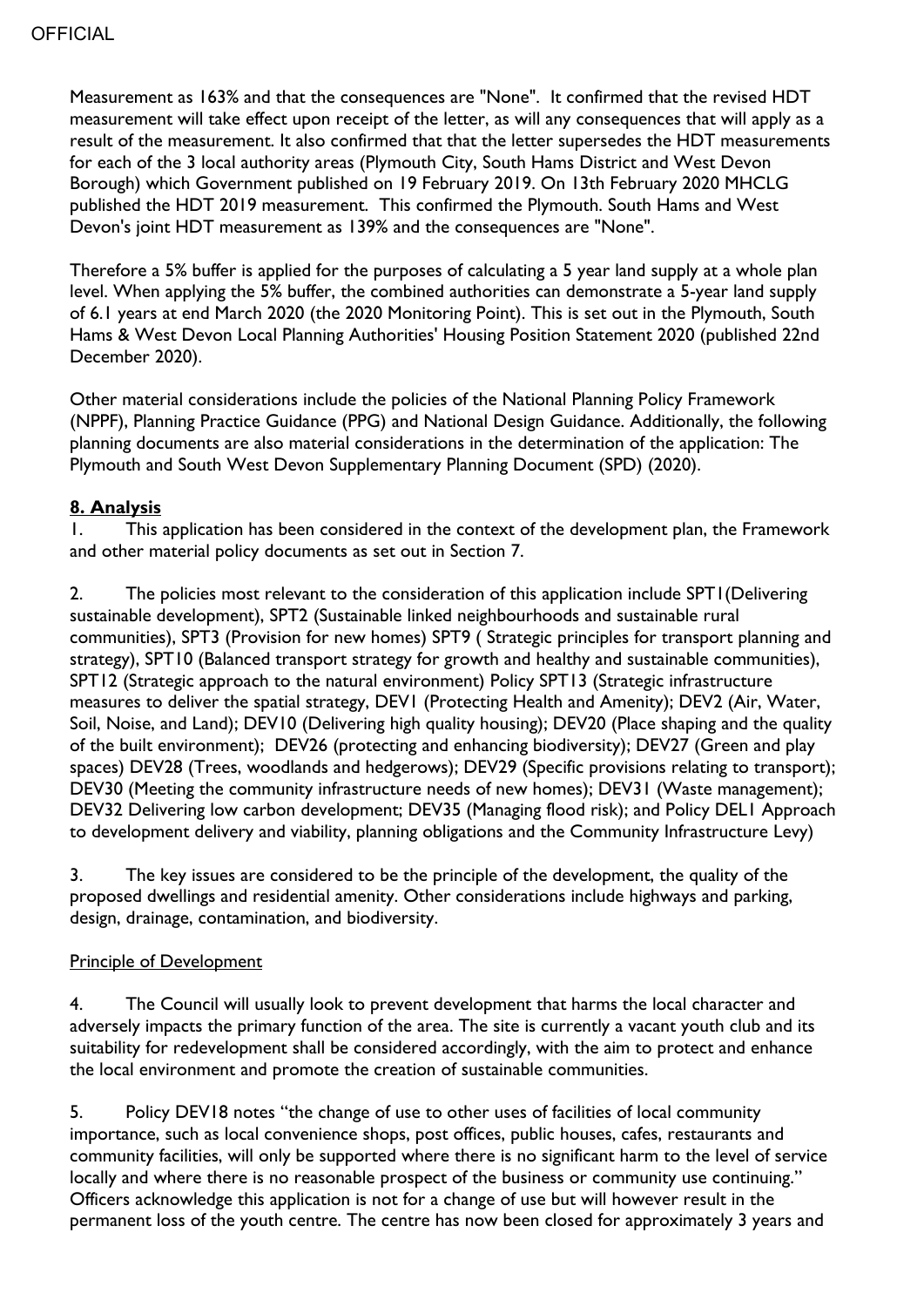Measurement as 163% and that the consequences are "None". It confirmed that the revised HDT measurement will take effect upon receipt of the letter, as will any consequences that will apply as a result of the measurement. It also confirmed that that the letter supersedes the HDT measurements for each of the 3 local authority areas (Plymouth City, South Hams District and West Devon Borough) which Government published on 19 February 2019. On 13th February 2020 MHCLG published the HDT 2019 measurement. This confirmed the Plymouth. South Hams and West Devon's joint HDT measurement as 139% and the consequences are "None".

Therefore a 5% buffer is applied for the purposes of calculating a 5 year land supply at a whole plan level. When applying the 5% buffer, the combined authorities can demonstrate a 5-year land supply of 6.1 years at end March 2020 (the 2020 Monitoring Point). This is set out in the Plymouth, South Hams & West Devon Local Planning Authorities' Housing Position Statement 2020 (published 22nd December 2020).

Other material considerations include the policies of the National Planning Policy Framework (NPPF), Planning Practice Guidance (PPG) and National Design Guidance. Additionally, the following planning documents are also material considerations in the determination of the application: The Plymouth and South West Devon Supplementary Planning Document (SPD) (2020).

## 8. Analysis

1. This application has been considered in the context of the development plan, the Framework and other material policy documents as set out in Section 7.

2. The policies most relevant to the consideration of this application include SPT1(Delivering sustainable development), SPT2 (Sustainable linked neighbourhoods and sustainable rural communities), SPT3 (Provision for new homes) SPT9 ( Strategic principles for transport planning and strategy), SPT10 (Balanced transport strategy for growth and healthy and sustainable communities), SPT12 (Strategic approach to the natural environment) Policy SPT13 (Strategic infrastructure measures to deliver the spatial strategy, DEV1 (Protecting Health and Amenity); DEV2 (Air, Water, Soil, Noise, and Land); DEV10 (Delivering high quality housing); DEV20 (Place shaping and the quality of the built environment); DEV26 (protecting and enhancing biodiversity); DEV27 (Green and play spaces) DEV28 (Trees, woodlands and hedgerows); DEV29 (Specific provisions relating to transport); DEV30 (Meeting the community infrastructure needs of new homes); DEV31 (Waste management); DEV32 Delivering low carbon development; DEV35 (Managing flood risk); and Policy DEL1 Approach to development delivery and viability, planning obligations and the Community Infrastructure Levy)

3. The key issues are considered to be the principle of the development, the quality of the proposed dwellings and residential amenity. Other considerations include highways and parking, design, drainage, contamination, and biodiversity.

Principle of Development

4. The Council will usually look to prevent development that harms the local character and adversely impacts the primary function of the area. The site is currently a vacant youth club and its suitability for redevelopment shall be considered accordingly, with the aim to protect and enhance the local environment and promote the creation of sustainable communities.

5. Policy DEV18 notes "the change of use to other uses of facilities of local community importance, such as local convenience shops, post offices, public houses, cafes, restaurants and community facilities, will only be supported where there is no significant harm to the level of service locally and where there is no reasonable prospect of the business or community use continuing." Officers acknowledge this application is not for a change of use but will however result in the permanent loss of the youth centre. The centre has now been closed for approximately 3 years and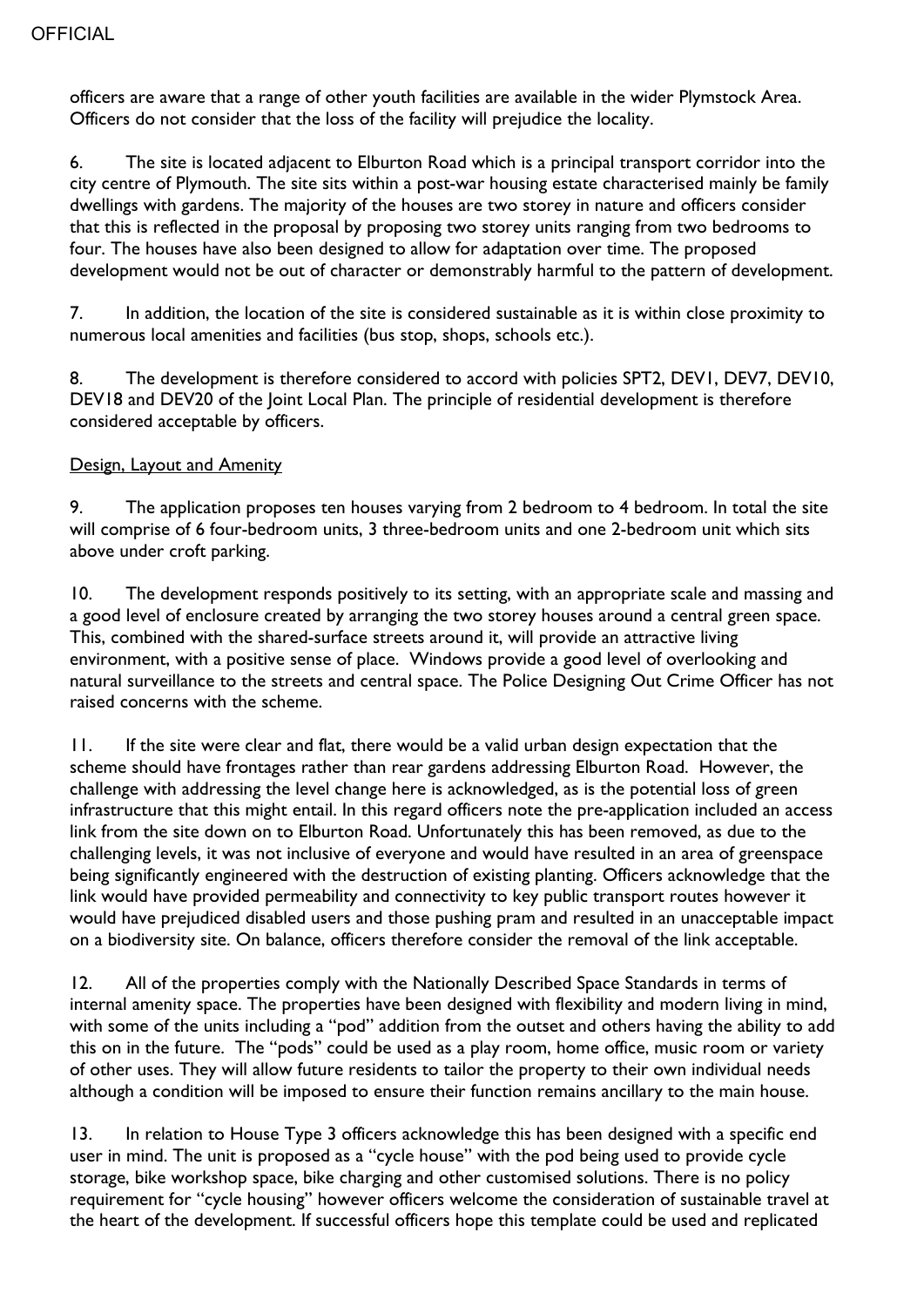officers are aware that a range of other youth facilities are available in the wider Plymstock Area. Officers do not consider that the loss of the facility will prejudice the locality.

6. The site is located adjacent to Elburton Road which is a principal transport corridor into the city centre of Plymouth. The site sits within a post-war housing estate characterised mainly be family dwellings with gardens. The majority of the houses are two storey in nature and officers consider that this is reflected in the proposal by proposing two storey units ranging from two bedrooms to four. The houses have also been designed to allow for adaptation over time. The proposed development would not be out of character or demonstrably harmful to the pattern of development.

7. In addition, the location of the site is considered sustainable as it is within close proximity to numerous local amenities and facilities (bus stop, shops, schools etc.).

8. The development is therefore considered to accord with policies SPT2, DEV1, DEV7, DEV10, DEV18 and DEV20 of the Joint Local Plan. The principle of residential development is therefore considered acceptable by officers.

Design, Layout and Amenity

9. The application proposes ten houses varying from 2 bedroom to 4 bedroom. In total the site will comprise of 6 four-bedroom units, 3 three-bedroom units and one 2-bedroom unit which sits above under croft parking.

10. The development responds positively to its setting, with an appropriate scale and massing and a good level of enclosure created by arranging the two storey houses around a central green space. This, combined with the shared-surface streets around it, will provide an attractive living environment, with a positive sense of place. Windows provide a good level of overlooking and natural surveillance to the streets and central space. The Police Designing Out Crime Officer has not raised concerns with the scheme.

11. If the site were clear and flat, there would be a valid urban design expectation that the scheme should have frontages rather than rear gardens addressing Elburton Road. However, the challenge with addressing the level change here is acknowledged, as is the potential loss of green infrastructure that this might entail. In this regard officers note the pre-application included an access link from the site down on to Elburton Road. Unfortunately this has been removed, as due to the challenging levels, it was not inclusive of everyone and would have resulted in an area of greenspace being significantly engineered with the destruction of existing planting. Officers acknowledge that the link would have provided permeability and connectivity to key public transport routes however it would have prejudiced disabled users and those pushing pram and resulted in an unacceptable impact on a biodiversity site. On balance, officers therefore consider the removal of the link acceptable.

12. All of the properties comply with the Nationally Described Space Standards in terms of internal amenity space. The properties have been designed with flexibility and modern living in mind, with some of the units including a "pod" addition from the outset and others having the ability to add this on in the future. The "pods" could be used as a play room, home office, music room or variety of other uses. They will allow future residents to tailor the property to their own individual needs although a condition will be imposed to ensure their function remains ancillary to the main house.

13. In relation to House Type 3 officers acknowledge this has been designed with a specific end user in mind. The unit is proposed as a "cycle house" with the pod being used to provide cycle storage, bike workshop space, bike charging and other customised solutions. There is no policy requirement for "cycle housing" however officers welcome the consideration of sustainable travel at the heart of the development. If successful officers hope this template could be used and replicated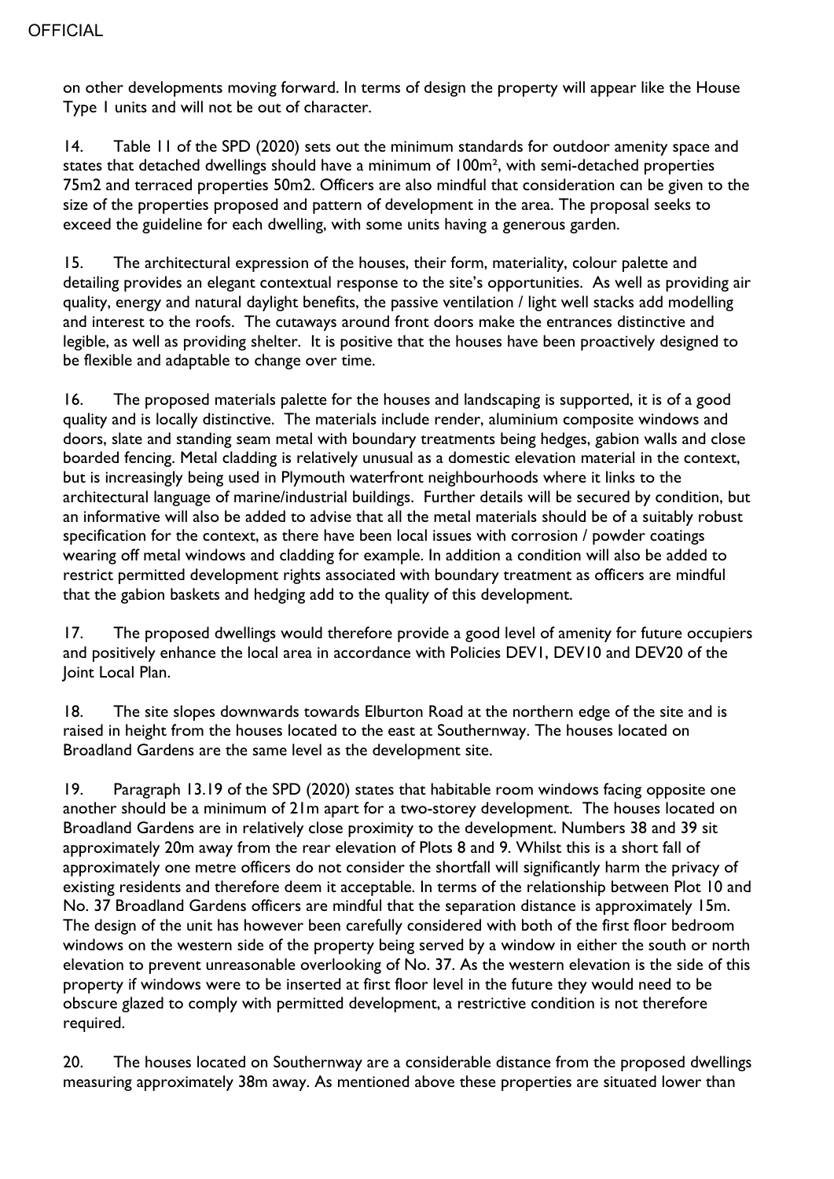on other developments moving forward. In terms of design the property will appear like the House Type 1 units and will not be out of character.

14. Table 11 of the SPD (2020) sets out the minimum standards for outdoor amenity space and states that detached dwellings should have a minimum of 100m², with semi-detached properties 75m2 and terraced properties 50m2. Officers are also mindful that consideration can be given to the size of the properties proposed and pattern of development in the area. The proposal seeks to exceed the guideline for each dwelling, with some units having a generous garden.

15. The architectural expression of the houses, their form, materiality, colour palette and detailing provides an elegant contextual response to the site's opportunities. As well as providing air quality, energy and natural daylight benefits, the passive ventilation / light well stacks add modelling and interest to the roofs. The cutaways around front doors make the entrances distinctive and legible, as well as providing shelter. It is positive that the houses have been proactively designed to be flexible and adaptable to change over time.

16. The proposed materials palette for the houses and landscaping is supported, it is of a good quality and is locally distinctive. The materials include render, aluminium composite windows and doors, slate and standing seam metal with boundary treatments being hedges, gabion walls and close boarded fencing. Metal cladding is relatively unusual as a domestic elevation material in the context, but is increasingly being used in Plymouth waterfront neighbourhoods where it links to the architectural language of marine/industrial buildings. Further details will be secured by condition, but an informative will also be added to advise that all the metal materials should be of a suitably robust specification for the context, as there have been local issues with corrosion / powder coatings wearing off metal windows and cladding for example. In addition a condition will also be added to restrict permitted development rights associated with boundary treatment as officers are mindful that the gabion baskets and hedging add to the quality of this development.

17. The proposed dwellings would therefore provide a good level of amenity for future occupiers and positively enhance the local area in accordance with Policies DEV1, DEV10 and DEV20 of the Joint Local Plan.

18. The site slopes downwards towards Elburton Road at the northern edge of the site and is raised in height from the houses located to the east at Southernway. The houses located on Broadland Gardens are the same level as the development site.

19. Paragraph 13.19 of the SPD (2020) states that habitable room windows facing opposite one another should be a minimum of 21m apart for a two-storey development. The houses located on Broadland Gardens are in relatively close proximity to the development. Numbers 38 and 39 sit approximately 20m away from the rear elevation of Plots 8 and 9. Whilst this is a short fall of approximately one metre officers do not consider the shortfall will significantly harm the privacy of existing residents and therefore deem it acceptable. In terms of the relationship between Plot 10 and No. 37 Broadland Gardens officers are mindful that the separation distance is approximately 15m. The design of the unit has however been carefully considered with both of the first floor bedroom windows on the western side of the property being served by a window in either the south or north elevation to prevent unreasonable overlooking of No. 37. As the western elevation is the side of this property if windows were to be inserted at first floor level in the future they would need to be obscure glazed to comply with permitted development, a restrictive condition is not therefore required.

20. The houses located on Southernway are a considerable distance from the proposed dwellings measuring approximately 38m away. As mentioned above these properties are situated lower than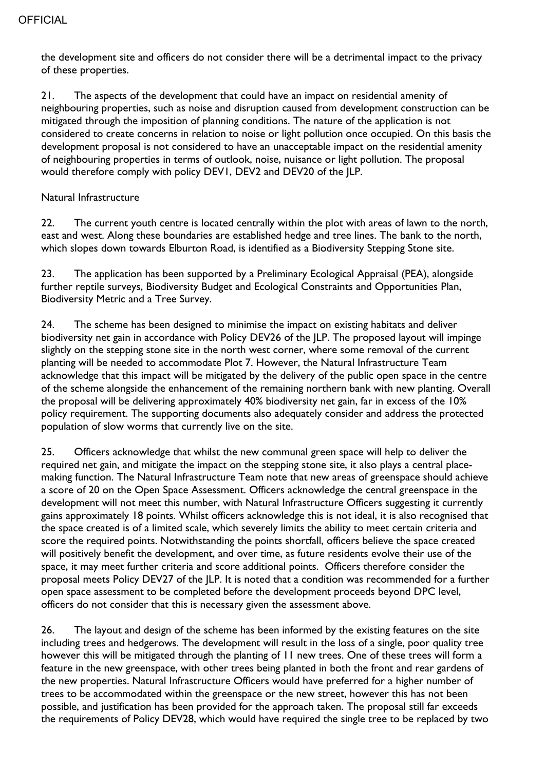the development site and officers do not consider there will be a detrimental impact to the privacy of these properties.

21. The aspects of the development that could have an impact on residential amenity of neighbouring properties, such as noise and disruption caused from development construction can be mitigated through the imposition of planning conditions. The nature of the application is not considered to create concerns in relation to noise or light pollution once occupied. On this basis the development proposal is not considered to have an unacceptable impact on the residential amenity of neighbouring properties in terms of outlook, noise, nuisance or light pollution. The proposal would therefore comply with policy DEV1, DEV2 and DEV20 of the JLP.

<u>Natural Infrastructure</u>

22. The current youth centre is located centrally within the plot with areas of lawn to the north, east and west. Along these boundaries are established hedge and tree lines. The bank to the north, which slopes down towards Elburton Road, is identified as a Biodiversity Stepping Stone site.

23. The application has been supported by a Preliminary Ecological Appraisal (PEA), alongside further reptile surveys, Biodiversity Budget and Ecological Constraints and Opportunities Plan, Biodiversity Metric and a Tree Survey.

24. The scheme has been designed to minimise the impact on existing habitats and deliver biodiversity net gain in accordance with Policy DEV26 of the JLP. The proposed layout will impinge slightly on the stepping stone site in the north west corner, where some removal of the current planting will be needed to accommodate Plot 7. However, the Natural Infrastructure Team acknowledge that this impact will be mitigated by the delivery of the public open space in the centre of the scheme alongside the enhancement of the remaining northern bank with new planting. Overall the proposal will be delivering approximately 40% biodiversity net gain, far in excess of the 10% policy requirement. The supporting documents also adequately consider and address the protected population of slow worms that currently live on the site.

25. Officers acknowledge that whilst the new communal green space will help to deliver the required net gain, and mitigate the impact on the stepping stone site, it also plays a central place-making function. The Natural Infrastructure Team note that new areas of greenspace should achieve a score of 20 on the Open Space Assessment. Officers acknowledge the central greenspace in the development will not meet this number, with Natural Infrastructure Officers suggesting it currently gains approximately 18 points. Whilst officers acknowledge this is not ideal, it is also recognised that the space created is of a limited scale, which severely limits the ability to meet certain criteria and score the required points. Notwithstanding the points shortfall, officers believe the space created will positively benefit the development, and over time, as future residents evolve their use of the space, it may meet further criteria and score additional points. Officers therefore consider the proposal meets Policy DEV27 of the JLP. It is noted that a condition was recommended for a further open space assessment to be completed before the development proceeds beyond DPC level, officers do not consider that this is necessary given the assessment above.

26. The layout and design of the scheme has been informed by the existing features on the site including trees and hedgerows. The development will result in the loss of a single, poor quality tree however this will be mitigated through the planting of 11 new trees. One of these trees will form a feature in the new greenspace, with other trees being planted in both the front and rear gardens of the new properties. Natural Infrastructure Officers would have preferred for a higher number of trees to be accommodated within the greenspace or the new street, however this has not been possible, and justification has been provided for the approach taken. The proposal still far exceeds the requirements of Policy DEV28, which would have required the single tree to be replaced by two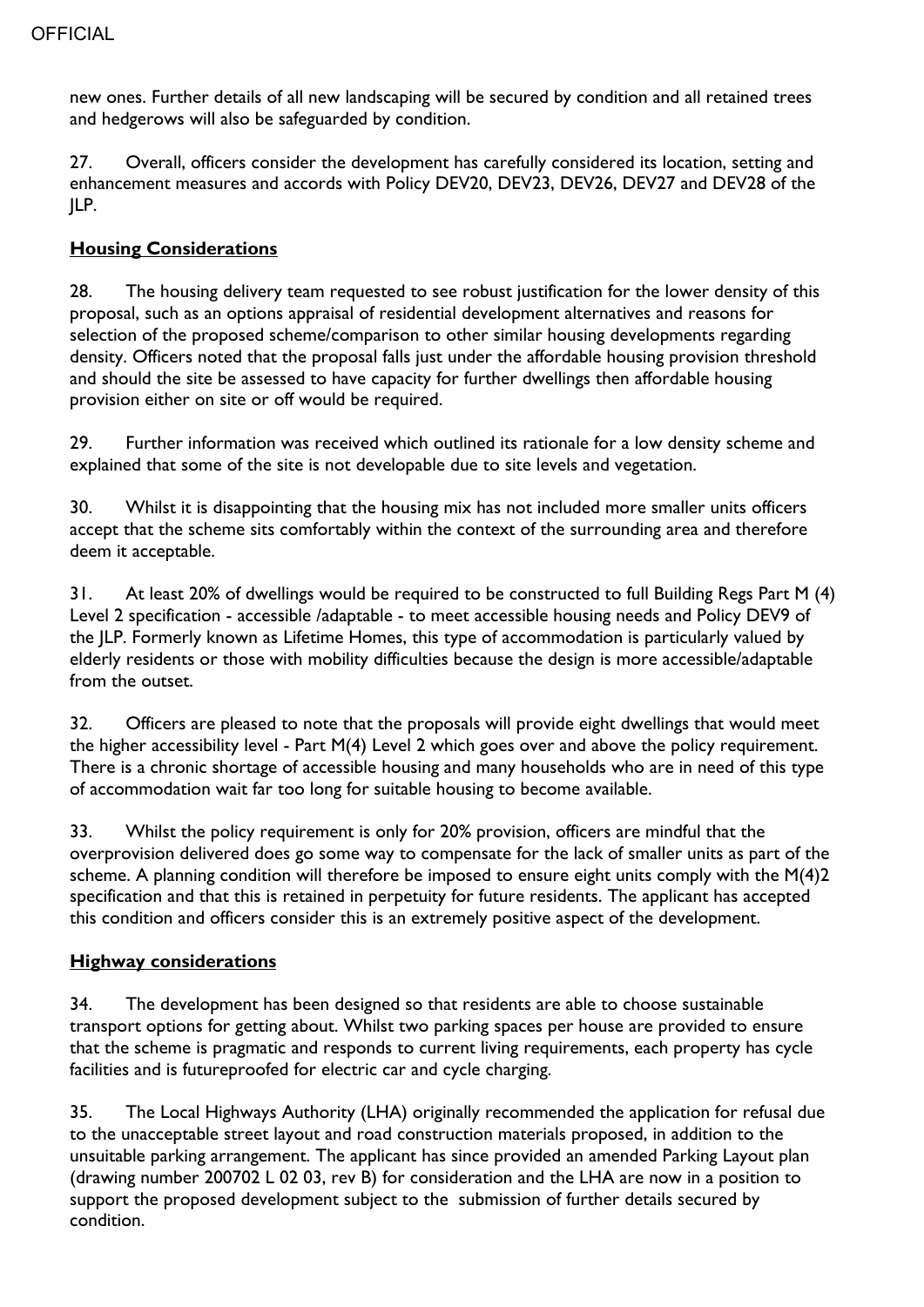new ones. Further details of all new landscaping will be secured by condition and all retained trees and hedgerows will also be safeguarded by condition.

27. Overall, officers consider the development has carefully considered its location, setting and enhancement measures and accords with Policy DEV20, DEV23, DEV26, DEV27 and DEV28 of the JLP.

**Housing Considerations**

28. The housing delivery team requested to see robust justification for the lower density of this proposal, such as an options appraisal of residential development alternatives and reasons for selection of the proposed scheme/comparison to other similar housing developments regarding density. Officers noted that the proposal falls just under the affordable housing provision threshold and should the site be assessed to have capacity for further dwellings then affordable housing provision either on site or off would be required.

29. Further information was received which outlined its rationale for a low density scheme and explained that some of the site is not developable due to site levels and vegetation.

30. Whilst it is disappointing that the housing mix has not included more smaller units officers accept that the scheme sits comfortably within the context of the surrounding area and therefore deem it acceptable.

31. At least 20% of dwellings would be required to be constructed to full Building Regs Part M (4) Level 2 specification - accessible /adaptable - to meet accessible housing needs and Policy DEV9 of the JLP. Formerly known as Lifetime Homes, this type of accommodation is particularly valued by elderly residents or those with mobility difficulties because the design is more accessible/adaptable from the outset.

32. Officers are pleased to note that the proposals will provide eight dwellings that would meet the higher accessibility level - Part M(4) Level 2 which goes over and above the policy requirement. There is a chronic shortage of accessible housing and many households who are in need of this type of accommodation wait far too long for suitable housing to become available.

33. Whilst the policy requirement is only for 20% provision, officers are mindful that the overprovision delivered does go some way to compensate for the lack of smaller units as part of the scheme. A planning condition will therefore be imposed to ensure eight units comply with the M(4)2 specification and that this is retained in perpetuity for future residents. The applicant has accepted this condition and officers consider this is an extremely positive aspect of the development.

**Highway considerations**

34. The development has been designed so that residents are able to choose sustainable transport options for getting about. Whilst two parking spaces per house are provided to ensure that the scheme is pragmatic and responds to current living requirements, each property has cycle facilities and is futureproofed for electric car and cycle charging.

35. The Local Highways Authority (LHA) originally recommended the application for refusal due to the unacceptable street layout and road construction materials proposed, in addition to the unsuitable parking arrangement. The applicant has since provided an amended Parking Layout plan (drawing number 200702 L 02 03, rev B) for consideration and the LHA are now in a position to support the proposed development subject to the submission of further details secured by condition.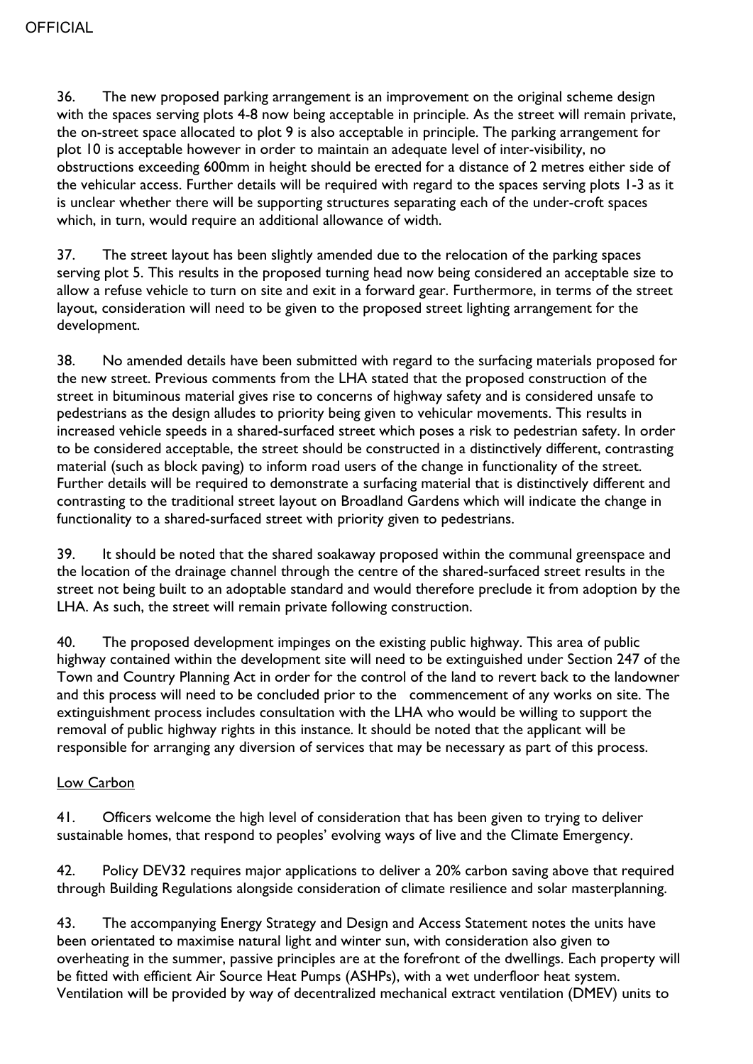36. The new proposed parking arrangement is an improvement on the original scheme design with the spaces serving plots 4-8 now being acceptable in principle. As the street will remain private, the on-street space allocated to plot 9 is also acceptable in principle. The parking arrangement for plot 10 is acceptable however in order to maintain an adequate level of inter-visibility, no obstructions exceeding 600mm in height should be erected for a distance of 2 metres either side of the vehicular access. Further details will be required with regard to the spaces serving plots 1-3 as it is unclear whether there will be supporting structures separating each of the under-croft spaces which, in turn, would require an additional allowance of width.

37. The street layout has been slightly amended due to the relocation of the parking spaces serving plot 5. This results in the proposed turning head now being considered an acceptable size to allow a refuse vehicle to turn on site and exit in a forward gear. Furthermore, in terms of the street layout, consideration will need to be given to the proposed street lighting arrangement for the development.

38. No amended details have been submitted with regard to the surfacing materials proposed for the new street. Previous comments from the LHA stated that the proposed construction of the street in bituminous material gives rise to concerns of highway safety and is considered unsafe to pedestrians as the design alludes to priority being given to vehicular movements. This results in increased vehicle speeds in a shared-surfaced street which poses a risk to pedestrian safety. In order to be considered acceptable, the street should be constructed in a distinctively different, contrasting material (such as block paving) to inform road users of the change in functionality of the street. Further details will be required to demonstrate a surfacing material that is distinctively different and contrasting to the traditional street layout on Broadland Gardens which will indicate the change in functionality to a shared-surfaced street with priority given to pedestrians.

39. It should be noted that the shared soakaway proposed within the communal greenspace and the location of the drainage channel through the centre of the shared-surfaced street results in the street not being built to an adoptable standard and would therefore preclude it from adoption by the LHA. As such, the street will remain private following construction.

40. The proposed development impinges on the existing public highway. This area of public highway contained within the development site will need to be extinguished under Section 247 of the Town and Country Planning Act in order for the control of the land to revert back to the landowner and this process will need to be concluded prior to the commencement of any works on site. The extinguishment process includes consultation with the LHA who would be willing to support the removal of public highway rights in this instance. It should be noted that the applicant will be responsible for arranging any diversion of services that may be necessary as part of this process.

## Low Carbon

41. Officers welcome the high level of consideration that has been given to trying to deliver sustainable homes, that respond to peoples' evolving ways of live and the Climate Emergency.

42. Policy DEV32 requires major applications to deliver a 20% carbon saving above that required through Building Regulations alongside consideration of climate resilience and solar masterplanning.

43. The accompanying Energy Strategy and Design and Access Statement notes the units have been orientated to maximise natural light and winter sun, with consideration also given to overheating in the summer, passive principles are at the forefront of the dwellings. Each property will be fitted with efficient Air Source Heat Pumps (ASHPs), with a wet underfloor heat system. Ventilation will be provided by way of decentralized mechanical extract ventilation (DMEV) units to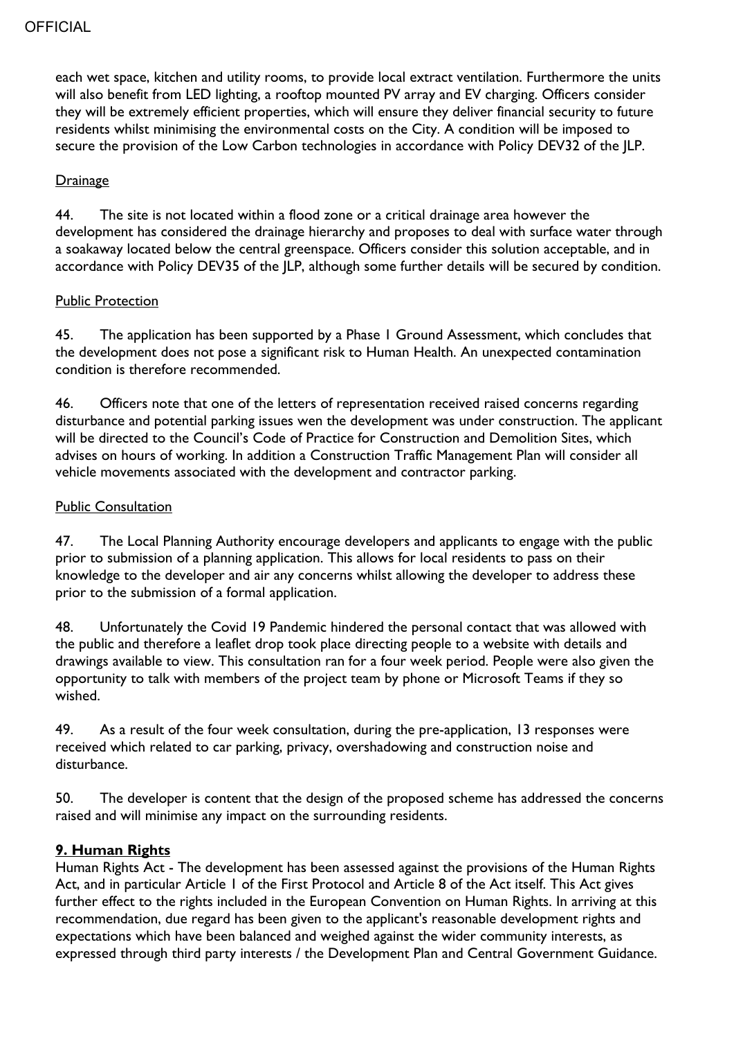each wet space, kitchen and utility rooms, to provide local extract ventilation. Furthermore the units will also benefit from LED lighting, a rooftop mounted PV array and EV charging. Officers consider they will be extremely efficient properties, which will ensure they deliver financial security to future residents whilst minimising the environmental costs on the City. A condition will be imposed to secure the provision of the Low Carbon technologies in accordance with Policy DEV32 of the JLP.

Drainage

44. The site is not located within a flood zone or a critical drainage area however the development has considered the drainage hierarchy and proposes to deal with surface water through a soakaway located below the central greenspace. Officers consider this solution acceptable, and in accordance with Policy DEV35 of the JLP, although some further details will be secured by condition.

Public Protection

45. The application has been supported by a Phase 1 Ground Assessment, which concludes that the development does not pose a significant risk to Human Health. An unexpected contamination condition is therefore recommended.

46. Officers note that one of the letters of representation received raised concerns regarding disturbance and potential parking issues wen the development was under construction. The applicant will be directed to the Council's Code of Practice for Construction and Demolition Sites, which advises on hours of working. In addition a Construction Traffic Management Plan will consider all vehicle movements associated with the development and contractor parking.

Public Consultation

47. The Local Planning Authority encourage developers and applicants to engage with the public prior to submission of a planning application. This allows for local residents to pass on their knowledge to the developer and air any concerns whilst allowing the developer to address these prior to the submission of a formal application.

48. Unfortunately the Covid 19 Pandemic hindered the personal contact that was allowed with the public and therefore a leaflet drop took place directing people to a website with details and drawings available to view. This consultation ran for a four week period. People were also given the opportunity to talk with members of the project team by phone or Microsoft Teams if they so wished.

49. As a result of the four week consultation, during the pre-application, 13 responses were received which related to car parking, privacy, overshadowing and construction noise and disturbance.

50. The developer is content that the design of the proposed scheme has addressed the concerns raised and will minimise any impact on the surrounding residents.

## 9. Human Rights

Human Rights Act - The development has been assessed against the provisions of the Human Rights Act, and in particular Article 1 of the First Protocol and Article 8 of the Act itself. This Act gives further effect to the rights included in the European Convention on Human Rights. In arriving at this recommendation, due regard has been given to the applicant's reasonable development rights and expectations which have been balanced and weighed against the wider community interests, as expressed through third party interests / the Development Plan and Central Government Guidance.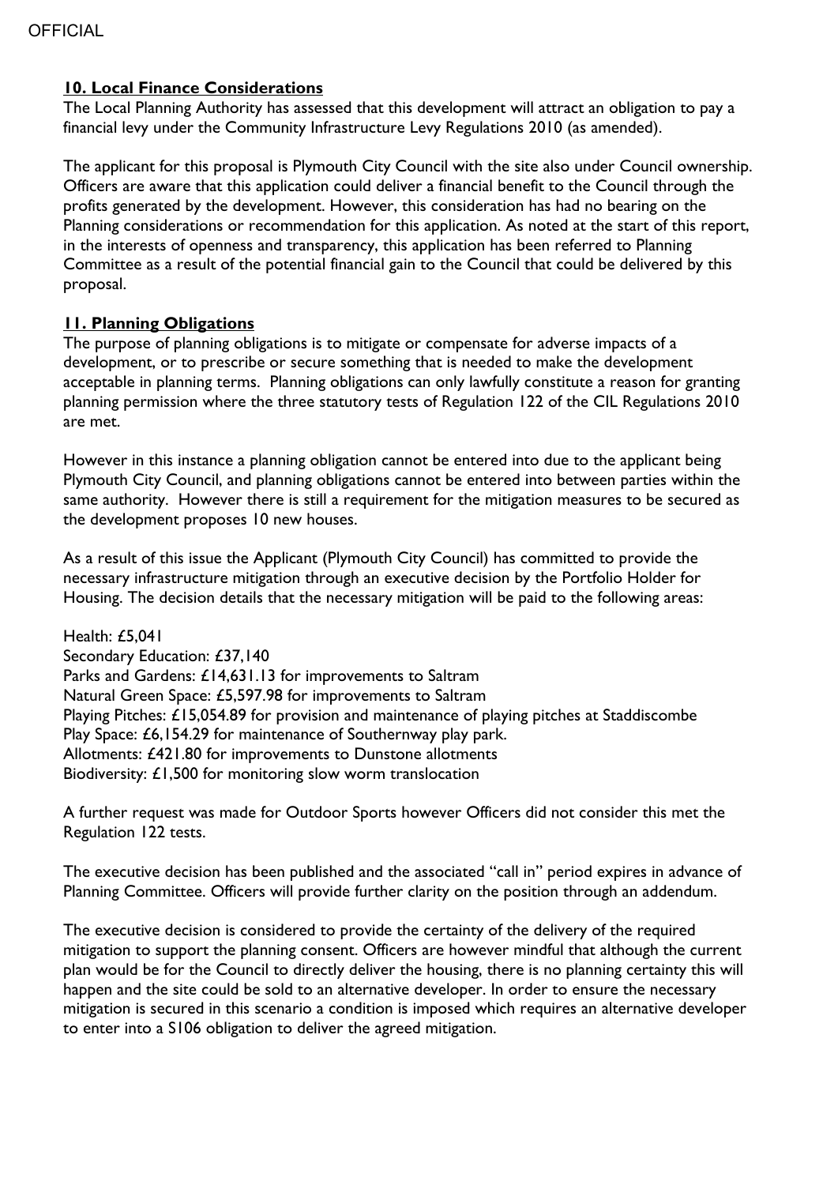### 10. Local Finance Considerations

The Local Planning Authority has assessed that this development will attract an obligation to pay a financial levy under the Community Infrastructure Levy Regulations 2010 (as amended).

The applicant for this proposal is Plymouth City Council with the site also under Council ownership. Officers are aware that this application could deliver a financial benefit to the Council through the profits generated by the development. However, this consideration has had no bearing on the Planning considerations or recommendation for this application. As noted at the start of this report, in the interests of openness and transparency, this application has been referred to Planning Committee as a result of the potential financial gain to the Council that could be delivered by this proposal.

### 11. Planning Obligations

The purpose of planning obligations is to mitigate or compensate for adverse impacts of a development, or to prescribe or secure something that is needed to make the development acceptable in planning terms. Planning obligations can only lawfully constitute a reason for granting planning permission where the three statutory tests of Regulation 122 of the CIL Regulations 2010 are met.

However in this instance a planning obligation cannot be entered into due to the applicant being Plymouth City Council, and planning obligations cannot be entered into between parties within the same authority. However there is still a requirement for the mitigation measures to be secured as the development proposes 10 new houses.

As a result of this issue the Applicant (Plymouth City Council) has committed to provide the necessary infrastructure mitigation through an executive decision by the Portfolio Holder for Housing. The decision details that the necessary mitigation will be paid to the following areas:

Health: £5,041
Secondary Education: £37,140
Parks and Gardens: £14,631.13 for improvements to Saltram
Natural Green Space: £5,597.98 for improvements to Saltram
Playing Pitches: £15,054.89 for provision and maintenance of playing pitches at Staddiscombe
Play Space: £6,154.29 for maintenance of Southernway play park.
Allotments: £421.80 for improvements to Dunstone allotments
Biodiversity: £1,500 for monitoring slow worm translocation

A further request was made for Outdoor Sports however Officers did not consider this met the Regulation 122 tests.

The executive decision has been published and the associated "call in" period expires in advance of Planning Committee. Officers will provide further clarity on the position through an addendum.

The executive decision is considered to provide the certainty of the delivery of the required mitigation to support the planning consent. Officers are however mindful that although the current plan would be for the Council to directly deliver the housing, there is no planning certainty this will happen and the site could be sold to an alternative developer. In order to ensure the necessary mitigation is secured in this scenario a condition is imposed which requires an alternative developer to enter into a S106 obligation to deliver the agreed mitigation.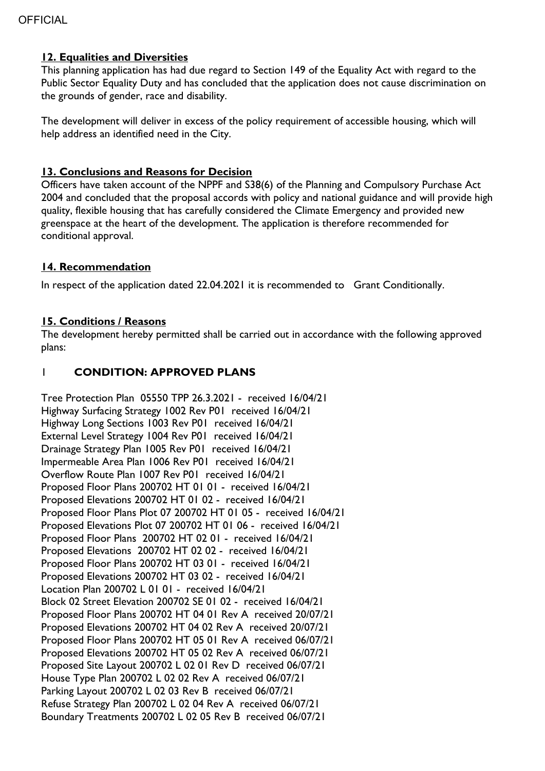## 12. Equalities and Diversities

This planning application has had due regard to Section 149 of the Equality Act with regard to the Public Sector Equality Duty and has concluded that the application does not cause discrimination on the grounds of gender, race and disability.

The development will deliver in excess of the policy requirement of accessible housing, which will help address an identified need in the City.

## 13. Conclusions and Reasons for Decision

Officers have taken account of the NPPF and S38(6) of the Planning and Compulsory Purchase Act 2004 and concluded that the proposal accords with policy and national guidance and will provide high quality, flexible housing that has carefully considered the Climate Emergency and provided new greenspace at the heart of the development. The application is therefore recommended for conditional approval.

## 14. Recommendation

In respect of the application dated 22.04.2021 it is recommended to Grant Conditionally.

## 15. Conditions / Reasons

The development hereby permitted shall be carried out in accordance with the following approved plans:

1 **CONDITION: APPROVED PLANS**

Tree Protection Plan 05550 TPP 26.3.2021 - received 16/04/21
Highway Surfacing Strategy 1002 Rev P01 received 16/04/21
Highway Long Sections 1003 Rev P01 received 16/04/21
External Level Strategy 1004 Rev P01 received 16/04/21
Drainage Strategy Plan 1005 Rev P01 received 16/04/21
Impermeable Area Plan 1006 Rev P01 received 16/04/21
Overflow Route Plan 1007 Rev P01 received 16/04/21
Proposed Floor Plans 200702 HT 01 01 - received 16/04/21
Proposed Elevations 200702 HT 01 02 - received 16/04/21
Proposed Floor Plans Plot 07 200702 HT 01 05 - received 16/04/21
Proposed Elevations Plot 07 200702 HT 01 06 - received 16/04/21
Proposed Floor Plans 200702 HT 02 01 - received 16/04/21
Proposed Elevations 200702 HT 02 02 - received 16/04/21
Proposed Floor Plans 200702 HT 03 01 - received 16/04/21
Proposed Elevations 200702 HT 03 02 - received 16/04/21
Location Plan 200702 L 01 01 - received 16/04/21
Block 02 Street Elevation 200702 SE 01 02 - received 16/04/21
Proposed Floor Plans 200702 HT 04 01 Rev A received 20/07/21
Proposed Elevations 200702 HT 04 02 Rev A received 20/07/21
Proposed Floor Plans 200702 HT 05 01 Rev A received 06/07/21
Proposed Elevations 200702 HT 05 02 Rev A received 06/07/21
Proposed Site Layout 200702 L 02 01 Rev D received 06/07/21
House Type Plan 200702 L 02 02 Rev A received 06/07/21
Parking Layout 200702 L 02 03 Rev B received 06/07/21
Refuse Strategy Plan 200702 L 02 04 Rev A received 06/07/21
Boundary Treatments 200702 L 02 05 Rev B received 06/07/21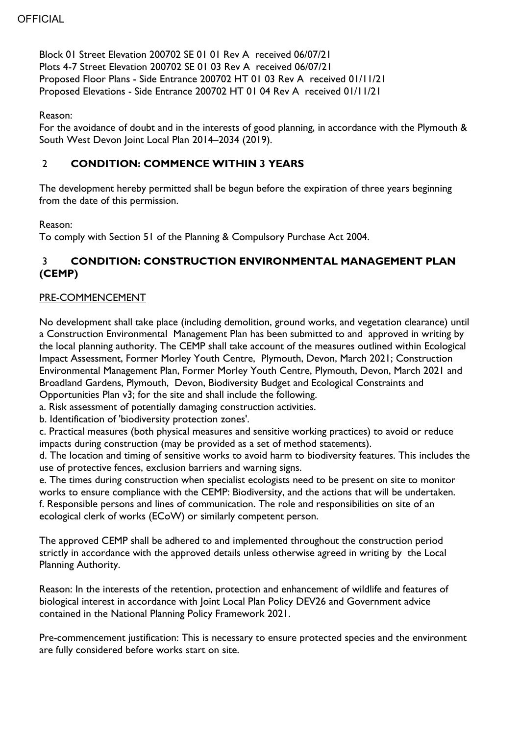Block 01 Street Elevation 200702 SE 01 01 Rev A received 06/07/21
Plots 4-7 Street Elevation 200702 SE 01 03 Rev A received 06/07/21
Proposed Floor Plans - Side Entrance 200702 HT 01 03 Rev A received 01/11/21
Proposed Elevations - Side Entrance 200702 HT 01 04 Rev A received 01/11/21

Reason:
For the avoidance of doubt and in the interests of good planning, in accordance with the Plymouth & South West Devon Joint Local Plan 2014–2034 (2019).

## 2 CONDITION: COMMENCE WITHIN 3 YEARS

The development hereby permitted shall be begun before the expiration of three years beginning from the date of this permission.

Reason:
To comply with Section 51 of the Planning & Compulsory Purchase Act 2004.

## 3 CONDITION: CONSTRUCTION ENVIRONMENTAL MANAGEMENT PLAN (CEMP)

PRE-COMMENCEMENT

No development shall take place (including demolition, ground works, and vegetation clearance) until a Construction Environmental Management Plan has been submitted to and approved in writing by the local planning authority. The CEMP shall take account of the measures outlined within Ecological Impact Assessment, Former Morley Youth Centre, Plymouth, Devon, March 2021; Construction Environmental Management Plan, Former Morley Youth Centre, Plymouth, Devon, March 2021 and Broadland Gardens, Plymouth, Devon, Biodiversity Budget and Ecological Constraints and Opportunities Plan v3; for the site and shall include the following.
a. Risk assessment of potentially damaging construction activities.
b. Identification of 'biodiversity protection zones'.
c. Practical measures (both physical measures and sensitive working practices) to avoid or reduce impacts during construction (may be provided as a set of method statements).
d. The location and timing of sensitive works to avoid harm to biodiversity features. This includes the use of protective fences, exclusion barriers and warning signs.
e. The times during construction when specialist ecologists need to be present on site to monitor works to ensure compliance with the CEMP: Biodiversity, and the actions that will be undertaken.
f. Responsible persons and lines of communication. The role and responsibilities on site of an ecological clerk of works (ECoW) or similarly competent person.

The approved CEMP shall be adhered to and implemented throughout the construction period strictly in accordance with the approved details unless otherwise agreed in writing by the Local Planning Authority.

Reason: In the interests of the retention, protection and enhancement of wildlife and features of biological interest in accordance with Joint Local Plan Policy DEV26 and Government advice contained in the National Planning Policy Framework 2021.

Pre-commencement justification: This is necessary to ensure protected species and the environment are fully considered before works start on site.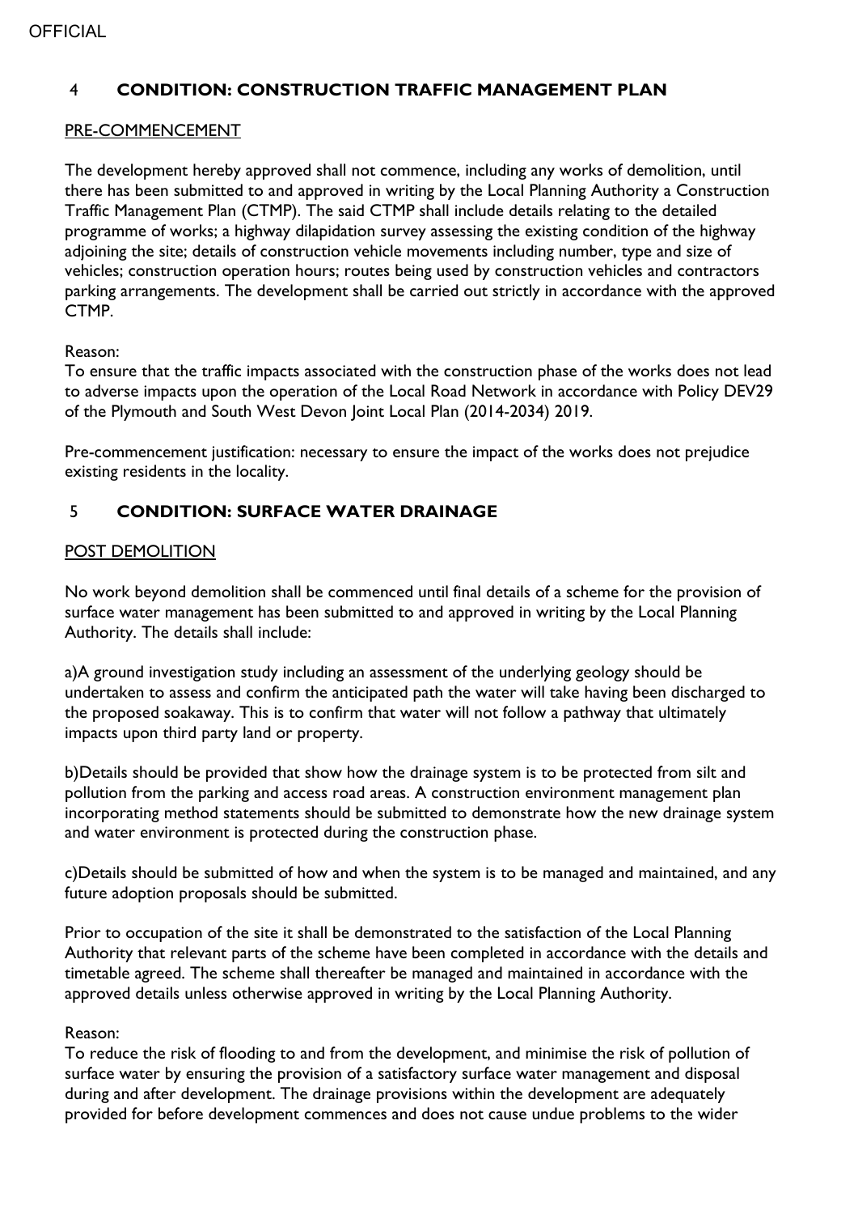## 4 CONDITION: CONSTRUCTION TRAFFIC MANAGEMENT PLAN

PRE-COMMENCEMENT

The development hereby approved shall not commence, including any works of demolition, until there has been submitted to and approved in writing by the Local Planning Authority a Construction Traffic Management Plan (CTMP). The said CTMP shall include details relating to the detailed programme of works; a highway dilapidation survey assessing the existing condition of the highway adjoining the site; details of construction vehicle movements including number, type and size of vehicles; construction operation hours; routes being used by construction vehicles and contractors parking arrangements. The development shall be carried out strictly in accordance with the approved CTMP.

Reason:
To ensure that the traffic impacts associated with the construction phase of the works does not lead to adverse impacts upon the operation of the Local Road Network in accordance with Policy DEV29 of the Plymouth and South West Devon Joint Local Plan (2014-2034) 2019.

Pre-commencement justification: necessary to ensure the impact of the works does not prejudice existing residents in the locality.

## 5 CONDITION: SURFACE WATER DRAINAGE

POST DEMOLITION

No work beyond demolition shall be commenced until final details of a scheme for the provision of surface water management has been submitted to and approved in writing by the Local Planning Authority. The details shall include:

a)A ground investigation study including an assessment of the underlying geology should be undertaken to assess and confirm the anticipated path the water will take having been discharged to the proposed soakaway. This is to confirm that water will not follow a pathway that ultimately impacts upon third party land or property.

b)Details should be provided that show how the drainage system is to be protected from silt and pollution from the parking and access road areas. A construction environment management plan incorporating method statements should be submitted to demonstrate how the new drainage system and water environment is protected during the construction phase.

c)Details should be submitted of how and when the system is to be managed and maintained, and any future adoption proposals should be submitted.

Prior to occupation of the site it shall be demonstrated to the satisfaction of the Local Planning Authority that relevant parts of the scheme have been completed in accordance with the details and timetable agreed. The scheme shall thereafter be managed and maintained in accordance with the approved details unless otherwise approved in writing by the Local Planning Authority.

Reason:
To reduce the risk of flooding to and from the development, and minimise the risk of pollution of surface water by ensuring the provision of a satisfactory surface water management and disposal during and after development. The drainage provisions within the development are adequately provided for before development commences and does not cause undue problems to the wider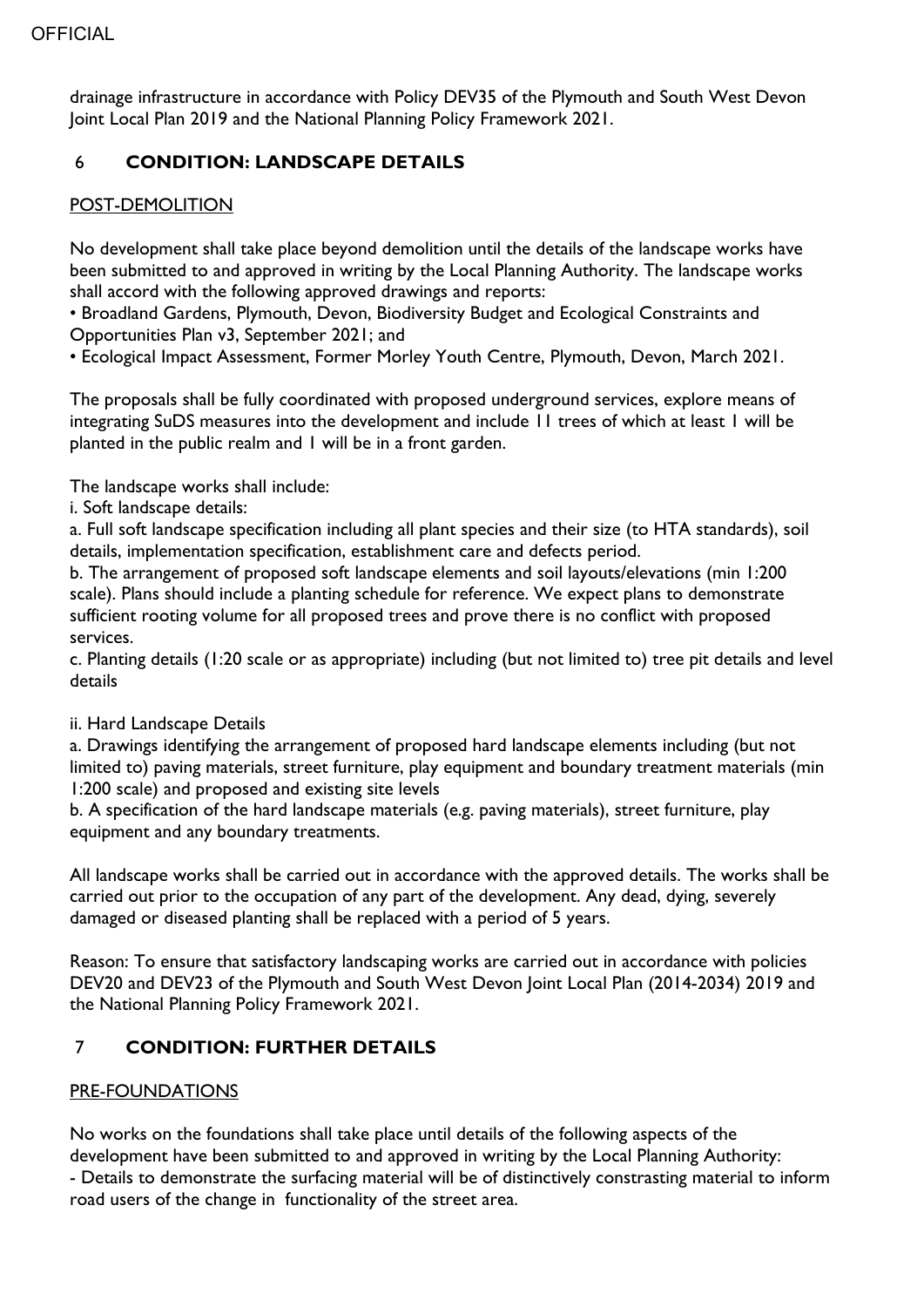drainage infrastructure in accordance with Policy DEV35 of the Plymouth and South West Devon Joint Local Plan 2019 and the National Planning Policy Framework 2021.

## 6 CONDITION: LANDSCAPE DETAILS

POST-DEMOLITION

No development shall take place beyond demolition until the details of the landscape works have been submitted to and approved in writing by the Local Planning Authority. The landscape works shall accord with the following approved drawings and reports:

- Broadland Gardens, Plymouth, Devon, Biodiversity Budget and Ecological Constraints and Opportunities Plan v3, September 2021; and
- Ecological Impact Assessment, Former Morley Youth Centre, Plymouth, Devon, March 2021.

The proposals shall be fully coordinated with proposed underground services, explore means of integrating SuDS measures into the development and include 11 trees of which at least 1 will be planted in the public realm and 1 will be in a front garden.

The landscape works shall include:

i. Soft landscape details:

a. Full soft landscape specification including all plant species and their size (to HTA standards), soil details, implementation specification, establishment care and defects period.

b. The arrangement of proposed soft landscape elements and soil layouts/elevations (min 1:200 scale). Plans should include a planting schedule for reference. We expect plans to demonstrate sufficient rooting volume for all proposed trees and prove there is no conflict with proposed services.

c. Planting details (1:20 scale or as appropriate) including (but not limited to) tree pit details and level details

ii. Hard Landscape Details

a. Drawings identifying the arrangement of proposed hard landscape elements including (but not limited to) paving materials, street furniture, play equipment and boundary treatment materials (min 1:200 scale) and proposed and existing site levels

b. A specification of the hard landscape materials (e.g. paving materials), street furniture, play equipment and any boundary treatments.

All landscape works shall be carried out in accordance with the approved details. The works shall be carried out prior to the occupation of any part of the development. Any dead, dying, severely damaged or diseased planting shall be replaced with a period of 5 years.

Reason: To ensure that satisfactory landscaping works are carried out in accordance with policies DEV20 and DEV23 of the Plymouth and South West Devon Joint Local Plan (2014-2034) 2019 and the National Planning Policy Framework 2021.

## 7 CONDITION: FURTHER DETAILS

PRE-FOUNDATIONS

No works on the foundations shall take place until details of the following aspects of the development have been submitted to and approved in writing by the Local Planning Authority:

- Details to demonstrate the surfacing material will be of distinctively constrasting material to inform road users of the change in functionality of the street area.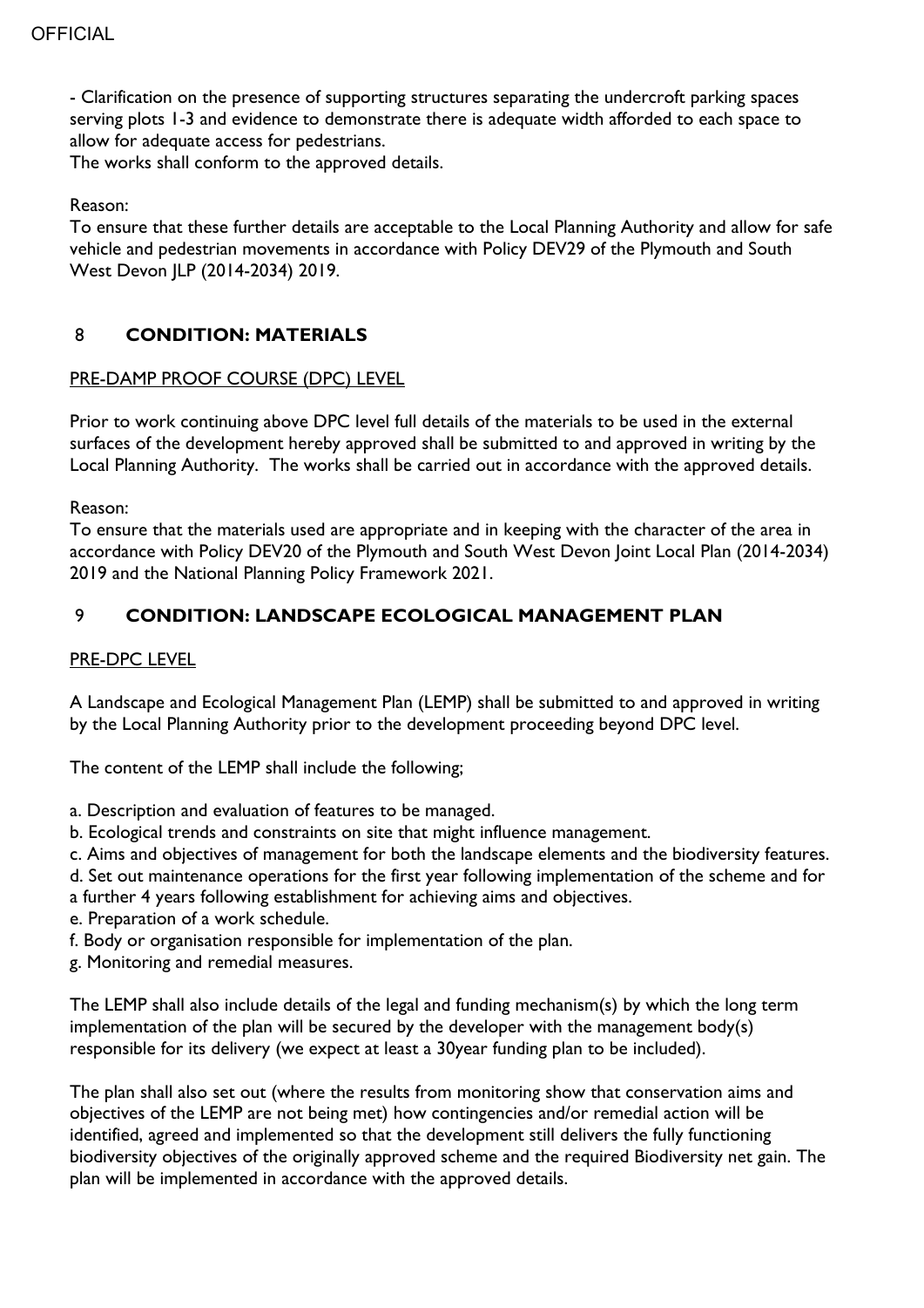- Clarification on the presence of supporting structures separating the undercroft parking spaces serving plots 1-3 and evidence to demonstrate there is adequate width afforded to each space to allow for adequate access for pedestrians.
The works shall conform to the approved details.

Reason:
To ensure that these further details are acceptable to the Local Planning Authority and allow for safe vehicle and pedestrian movements in accordance with Policy DEV29 of the Plymouth and South West Devon JLP (2014-2034) 2019.

## 8 CONDITION: MATERIALS

PRE-DAMP PROOF COURSE (DPC) LEVEL

Prior to work continuing above DPC level full details of the materials to be used in the external surfaces of the development hereby approved shall be submitted to and approved in writing by the Local Planning Authority. The works shall be carried out in accordance with the approved details.

Reason:
To ensure that the materials used are appropriate and in keeping with the character of the area in accordance with Policy DEV20 of the Plymouth and South West Devon Joint Local Plan (2014-2034) 2019 and the National Planning Policy Framework 2021.

## 9 CONDITION: LANDSCAPE ECOLOGICAL MANAGEMENT PLAN

PRE-DPC LEVEL

A Landscape and Ecological Management Plan (LEMP) shall be submitted to and approved in writing by the Local Planning Authority prior to the development proceeding beyond DPC level.

The content of the LEMP shall include the following;

a. Description and evaluation of features to be managed.
b. Ecological trends and constraints on site that might influence management.
c. Aims and objectives of management for both the landscape elements and the biodiversity features.
d. Set out maintenance operations for the first year following implementation of the scheme and for a further 4 years following establishment for achieving aims and objectives.
e. Preparation of a work schedule.
f. Body or organisation responsible for implementation of the plan.
g. Monitoring and remedial measures.

The LEMP shall also include details of the legal and funding mechanism(s) by which the long term implementation of the plan will be secured by the developer with the management body(s) responsible for its delivery (we expect at least a 30year funding plan to be included).

The plan shall also set out (where the results from monitoring show that conservation aims and objectives of the LEMP are not being met) how contingencies and/or remedial action will be identified, agreed and implemented so that the development still delivers the fully functioning biodiversity objectives of the originally approved scheme and the required Biodiversity net gain. The plan will be implemented in accordance with the approved details.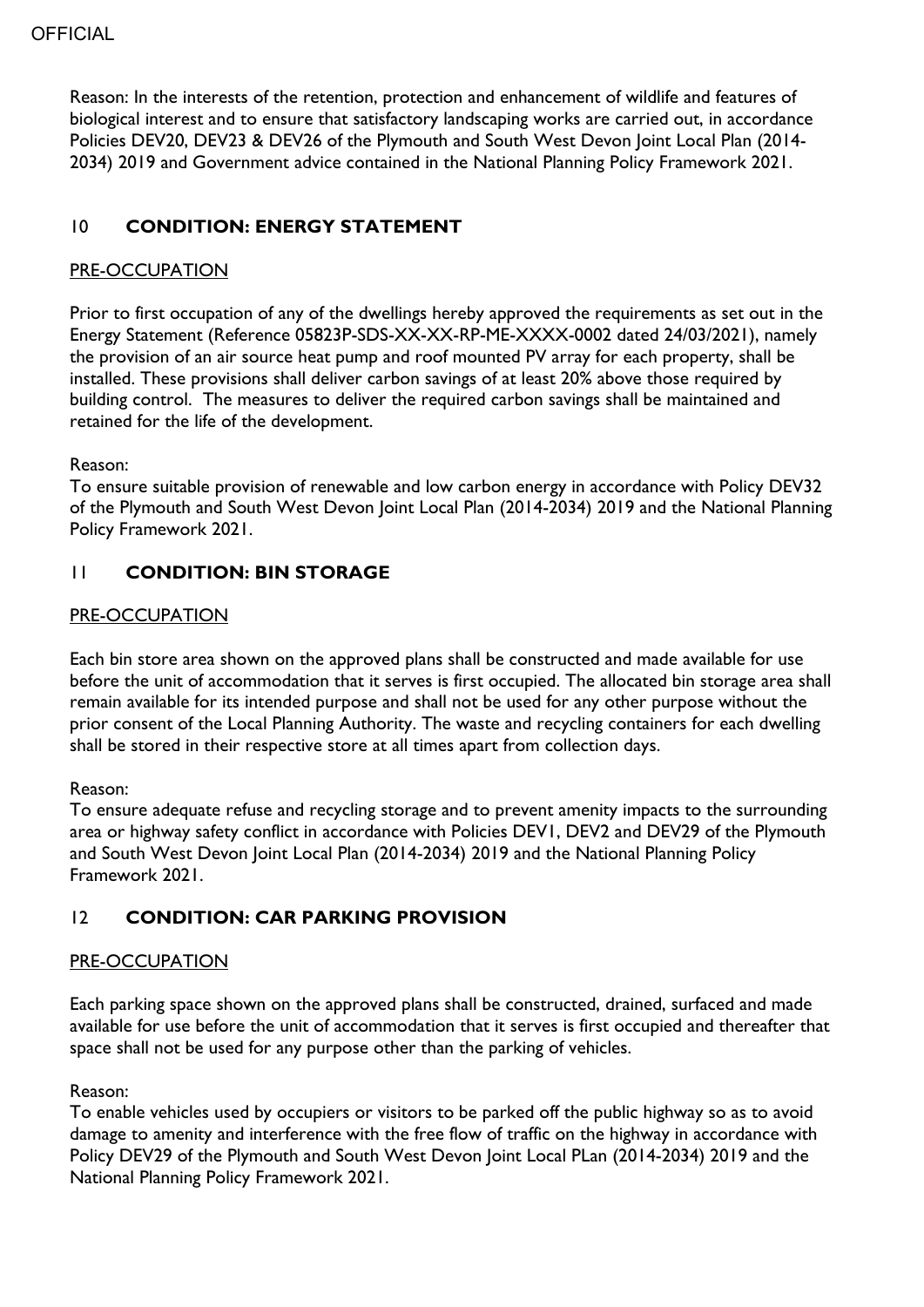Reason: In the interests of the retention, protection and enhancement of wildlife and features of biological interest and to ensure that satisfactory landscaping works are carried out, in accordance Policies DEV20, DEV23 & DEV26 of the Plymouth and South West Devon Joint Local Plan (2014-2034) 2019 and Government advice contained in the National Planning Policy Framework 2021.

## 10 CONDITION: ENERGY STATEMENT

PRE-OCCUPATION

Prior to first occupation of any of the dwellings hereby approved the requirements as set out in the Energy Statement (Reference 05823P-SDS-XX-XX-RP-ME-XXXX-0002 dated 24/03/2021), namely the provision of an air source heat pump and roof mounted PV array for each property, shall be installed. These provisions shall deliver carbon savings of at least 20% above those required by building control. The measures to deliver the required carbon savings shall be maintained and retained for the life of the development.

Reason:
To ensure suitable provision of renewable and low carbon energy in accordance with Policy DEV32 of the Plymouth and South West Devon Joint Local Plan (2014-2034) 2019 and the National Planning Policy Framework 2021.

## 11 CONDITION: BIN STORAGE

PRE-OCCUPATION

Each bin store area shown on the approved plans shall be constructed and made available for use before the unit of accommodation that it serves is first occupied. The allocated bin storage area shall remain available for its intended purpose and shall not be used for any other purpose without the prior consent of the Local Planning Authority. The waste and recycling containers for each dwelling shall be stored in their respective store at all times apart from collection days.

Reason:
To ensure adequate refuse and recycling storage and to prevent amenity impacts to the surrounding area or highway safety conflict in accordance with Policies DEV1, DEV2 and DEV29 of the Plymouth and South West Devon Joint Local Plan (2014-2034) 2019 and the National Planning Policy Framework 2021.

## 12 CONDITION: CAR PARKING PROVISION

PRE-OCCUPATION

Each parking space shown on the approved plans shall be constructed, drained, surfaced and made available for use before the unit of accommodation that it serves is first occupied and thereafter that space shall not be used for any purpose other than the parking of vehicles.

Reason:
To enable vehicles used by occupiers or visitors to be parked off the public highway so as to avoid damage to amenity and interference with the free flow of traffic on the highway in accordance with Policy DEV29 of the Plymouth and South West Devon Joint Local PLan (2014-2034) 2019 and the National Planning Policy Framework 2021.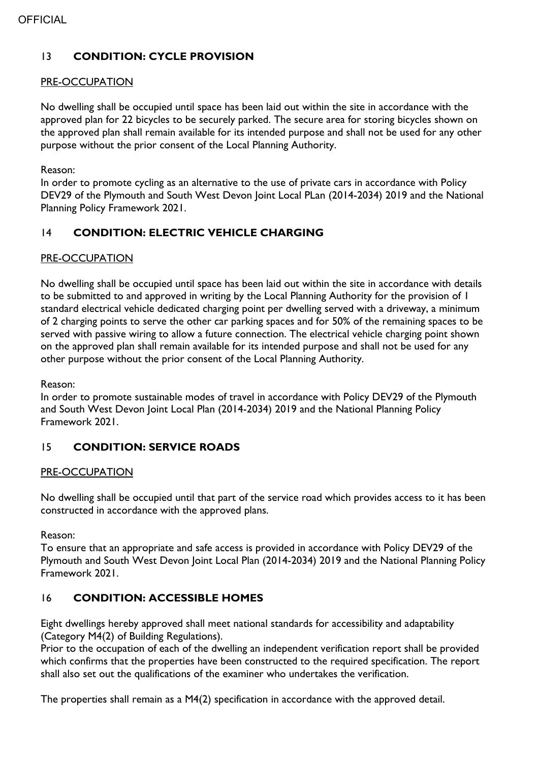## 13 CONDITION: CYCLE PROVISION

PRE-OCCUPATION

No dwelling shall be occupied until space has been laid out within the site in accordance with the approved plan for 22 bicycles to be securely parked. The secure area for storing bicycles shown on the approved plan shall remain available for its intended purpose and shall not be used for any other purpose without the prior consent of the Local Planning Authority.

Reason:
In order to promote cycling as an alternative to the use of private cars in accordance with Policy DEV29 of the Plymouth and South West Devon Joint Local PLan (2014-2034) 2019 and the National Planning Policy Framework 2021.

## 14 CONDITION: ELECTRIC VEHICLE CHARGING

PRE-OCCUPATION

No dwelling shall be occupied until space has been laid out within the site in accordance with details to be submitted to and approved in writing by the Local Planning Authority for the provision of 1 standard electrical vehicle dedicated charging point per dwelling served with a driveway, a minimum of 2 charging points to serve the other car parking spaces and for 50% of the remaining spaces to be served with passive wiring to allow a future connection. The electrical vehicle charging point shown on the approved plan shall remain available for its intended purpose and shall not be used for any other purpose without the prior consent of the Local Planning Authority.

Reason:
In order to promote sustainable modes of travel in accordance with Policy DEV29 of the Plymouth and South West Devon Joint Local Plan (2014-2034) 2019 and the National Planning Policy Framework 2021.

## 15 CONDITION: SERVICE ROADS

PRE-OCCUPATION

No dwelling shall be occupied until that part of the service road which provides access to it has been constructed in accordance with the approved plans.

Reason:
To ensure that an appropriate and safe access is provided in accordance with Policy DEV29 of the Plymouth and South West Devon Joint Local Plan (2014-2034) 2019 and the National Planning Policy Framework 2021.

## 16 CONDITION: ACCESSIBLE HOMES

Eight dwellings hereby approved shall meet national standards for accessibility and adaptability (Category M4(2) of Building Regulations).
Prior to the occupation of each of the dwelling an independent verification report shall be provided which confirms that the properties have been constructed to the required specification. The report shall also set out the qualifications of the examiner who undertakes the verification.

The properties shall remain as a M4(2) specification in accordance with the approved detail.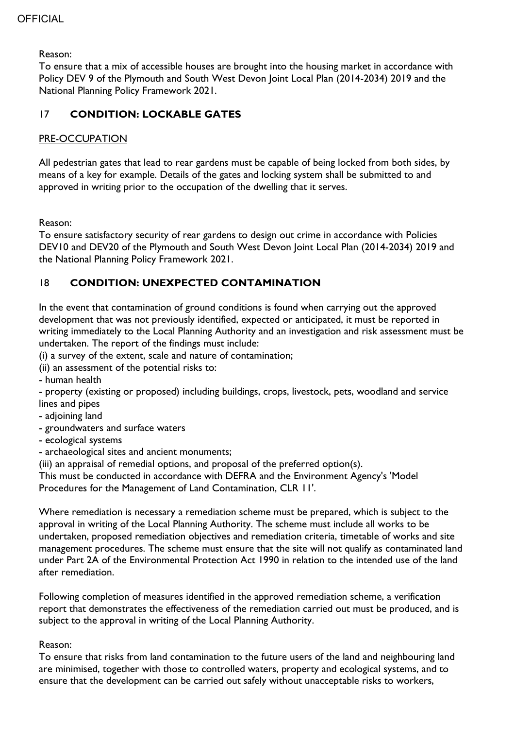Reason:
To ensure that a mix of accessible houses are brought into the housing market in accordance with Policy DEV 9 of the Plymouth and South West Devon Joint Local Plan (2014-2034) 2019 and the National Planning Policy Framework 2021.

## 17 CONDITION: LOCKABLE GATES

PRE-OCCUPATION

All pedestrian gates that lead to rear gardens must be capable of being locked from both sides, by means of a key for example. Details of the gates and locking system shall be submitted to and approved in writing prior to the occupation of the dwelling that it serves.

Reason:
To ensure satisfactory security of rear gardens to design out crime in accordance with Policies DEV10 and DEV20 of the Plymouth and South West Devon Joint Local Plan (2014-2034) 2019 and the National Planning Policy Framework 2021.

## 18 CONDITION: UNEXPECTED CONTAMINATION

In the event that contamination of ground conditions is found when carrying out the approved development that was not previously identified, expected or anticipated, it must be reported in writing immediately to the Local Planning Authority and an investigation and risk assessment must be undertaken. The report of the findings must include:
(i) a survey of the extent, scale and nature of contamination;
(ii) an assessment of the potential risks to:
- human health
- property (existing or proposed) including buildings, crops, livestock, pets, woodland and service lines and pipes
- adjoining land
- groundwaters and surface waters
- ecological systems
- archaeological sites and ancient monuments;
(iii) an appraisal of remedial options, and proposal of the preferred option(s).
This must be conducted in accordance with DEFRA and the Environment Agency's 'Model Procedures for the Management of Land Contamination, CLR 11'.

Where remediation is necessary a remediation scheme must be prepared, which is subject to the approval in writing of the Local Planning Authority. The scheme must include all works to be undertaken, proposed remediation objectives and remediation criteria, timetable of works and site management procedures. The scheme must ensure that the site will not qualify as contaminated land under Part 2A of the Environmental Protection Act 1990 in relation to the intended use of the land after remediation.

Following completion of measures identified in the approved remediation scheme, a verification report that demonstrates the effectiveness of the remediation carried out must be produced, and is subject to the approval in writing of the Local Planning Authority.

Reason:
To ensure that risks from land contamination to the future users of the land and neighbouring land are minimised, together with those to controlled waters, property and ecological systems, and to ensure that the development can be carried out safely without unacceptable risks to workers,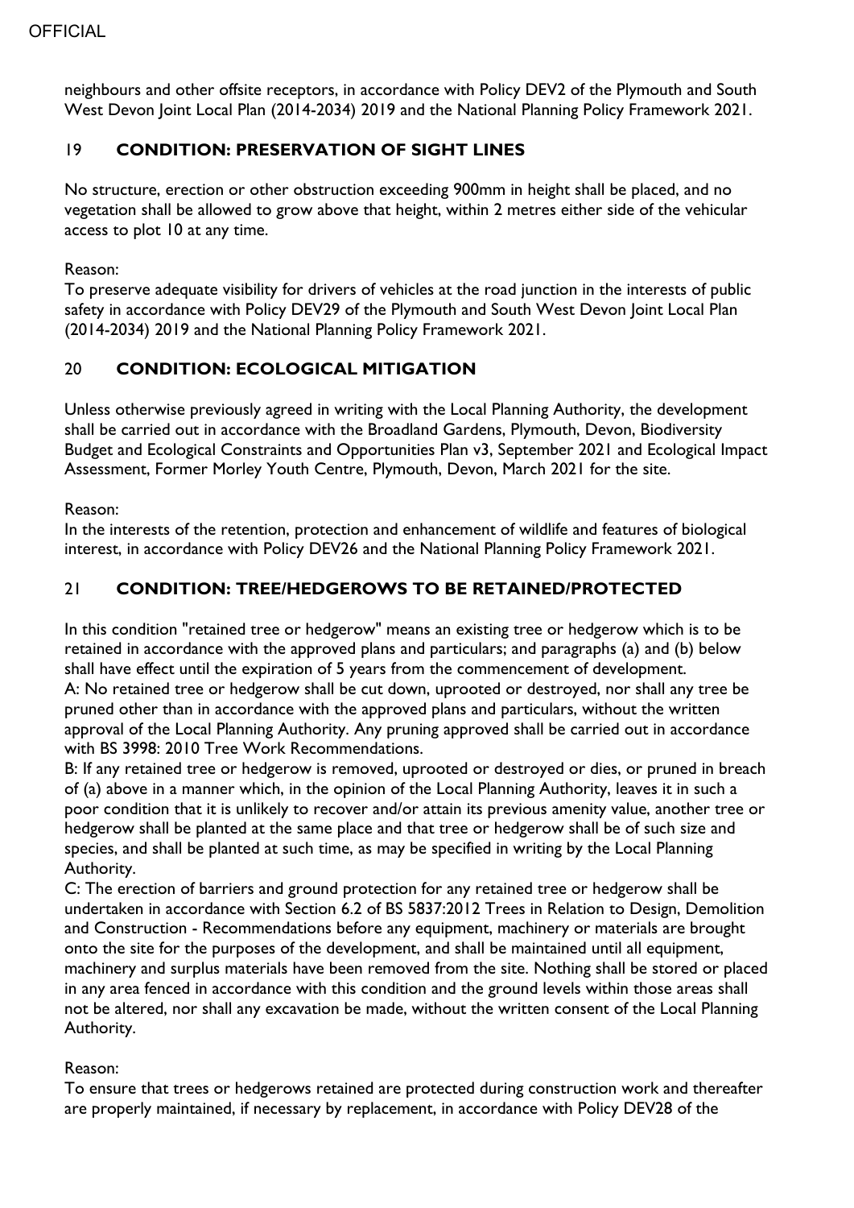neighbours and other offsite receptors, in accordance with Policy DEV2 of the Plymouth and South West Devon Joint Local Plan (2014-2034) 2019 and the National Planning Policy Framework 2021.

## 19 **CONDITION: PRESERVATION OF SIGHT LINES**

No structure, erection or other obstruction exceeding 900mm in height shall be placed, and no vegetation shall be allowed to grow above that height, within 2 metres either side of the vehicular access to plot 10 at any time.

Reason:
To preserve adequate visibility for drivers of vehicles at the road junction in the interests of public safety in accordance with Policy DEV29 of the Plymouth and South West Devon Joint Local Plan (2014-2034) 2019 and the National Planning Policy Framework 2021.

## 20 **CONDITION: ECOLOGICAL MITIGATION**

Unless otherwise previously agreed in writing with the Local Planning Authority, the development shall be carried out in accordance with the Broadland Gardens, Plymouth, Devon, Biodiversity Budget and Ecological Constraints and Opportunities Plan v3, September 2021 and Ecological Impact Assessment, Former Morley Youth Centre, Plymouth, Devon, March 2021 for the site.

Reason:
In the interests of the retention, protection and enhancement of wildlife and features of biological interest, in accordance with Policy DEV26 and the National Planning Policy Framework 2021.

## 21 **CONDITION: TREE/HEDGEROWS TO BE RETAINED/PROTECTED**

In this condition "retained tree or hedgerow" means an existing tree or hedgerow which is to be retained in accordance with the approved plans and particulars; and paragraphs (a) and (b) below shall have effect until the expiration of 5 years from the commencement of development.
A: No retained tree or hedgerow shall be cut down, uprooted or destroyed, nor shall any tree be pruned other than in accordance with the approved plans and particulars, without the written approval of the Local Planning Authority. Any pruning approved shall be carried out in accordance with BS 3998: 2010 Tree Work Recommendations.
B: If any retained tree or hedgerow is removed, uprooted or destroyed or dies, or pruned in breach of (a) above in a manner which, in the opinion of the Local Planning Authority, leaves it in such a poor condition that it is unlikely to recover and/or attain its previous amenity value, another tree or hedgerow shall be planted at the same place and that tree or hedgerow shall be of such size and species, and shall be planted at such time, as may be specified in writing by the Local Planning Authority.
C: The erection of barriers and ground protection for any retained tree or hedgerow shall be undertaken in accordance with Section 6.2 of BS 5837:2012 Trees in Relation to Design, Demolition and Construction - Recommendations before any equipment, machinery or materials are brought onto the site for the purposes of the development, and shall be maintained until all equipment, machinery and surplus materials have been removed from the site. Nothing shall be stored or placed in any area fenced in accordance with this condition and the ground levels within those areas shall not be altered, nor shall any excavation be made, without the written consent of the Local Planning Authority.

Reason:
To ensure that trees or hedgerows retained are protected during construction work and thereafter are properly maintained, if necessary by replacement, in accordance with Policy DEV28 of the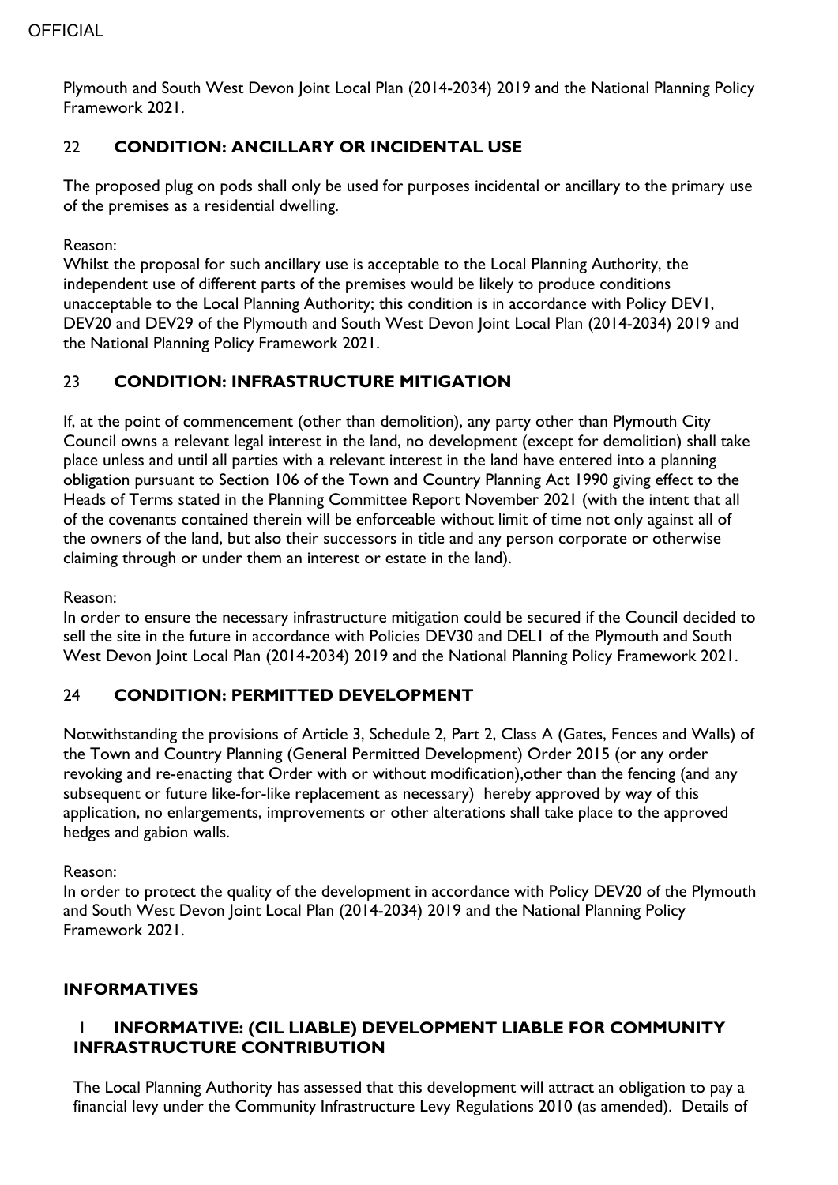Plymouth and South West Devon Joint Local Plan (2014-2034) 2019 and the National Planning Policy Framework 2021.

## 22 CONDITION: ANCILLARY OR INCIDENTAL USE

The proposed plug on pods shall only be used for purposes incidental or ancillary to the primary use of the premises as a residential dwelling.

Reason:
Whilst the proposal for such ancillary use is acceptable to the Local Planning Authority, the independent use of different parts of the premises would be likely to produce conditions unacceptable to the Local Planning Authority; this condition is in accordance with Policy DEV1, DEV20 and DEV29 of the Plymouth and South West Devon Joint Local Plan (2014-2034) 2019 and the National Planning Policy Framework 2021.

## 23 CONDITION: INFRASTRUCTURE MITIGATION

If, at the point of commencement (other than demolition), any party other than Plymouth City Council owns a relevant legal interest in the land, no development (except for demolition) shall take place unless and until all parties with a relevant interest in the land have entered into a planning obligation pursuant to Section 106 of the Town and Country Planning Act 1990 giving effect to the Heads of Terms stated in the Planning Committee Report November 2021 (with the intent that all of the covenants contained therein will be enforceable without limit of time not only against all of the owners of the land, but also their successors in title and any person corporate or otherwise claiming through or under them an interest or estate in the land).

Reason:
In order to ensure the necessary infrastructure mitigation could be secured if the Council decided to sell the site in the future in accordance with Policies DEV30 and DEL1 of the Plymouth and South West Devon Joint Local Plan (2014-2034) 2019 and the National Planning Policy Framework 2021.

## 24 CONDITION: PERMITTED DEVELOPMENT

Notwithstanding the provisions of Article 3, Schedule 2, Part 2, Class A (Gates, Fences and Walls) of the Town and Country Planning (General Permitted Development) Order 2015 (or any order revoking and re-enacting that Order with or without modification),other than the fencing (and any subsequent or future like-for-like replacement as necessary) hereby approved by way of this application, no enlargements, improvements or other alterations shall take place to the approved hedges and gabion walls.

Reason:
In order to protect the quality of the development in accordance with Policy DEV20 of the Plymouth and South West Devon Joint Local Plan (2014-2034) 2019 and the National Planning Policy Framework 2021.

## INFORMATIVES

### 1 INFORMATIVE: (CIL LIABLE) DEVELOPMENT LIABLE FOR COMMUNITY INFRASTRUCTURE CONTRIBUTION

The Local Planning Authority has assessed that this development will attract an obligation to pay a financial levy under the Community Infrastructure Levy Regulations 2010 (as amended). Details of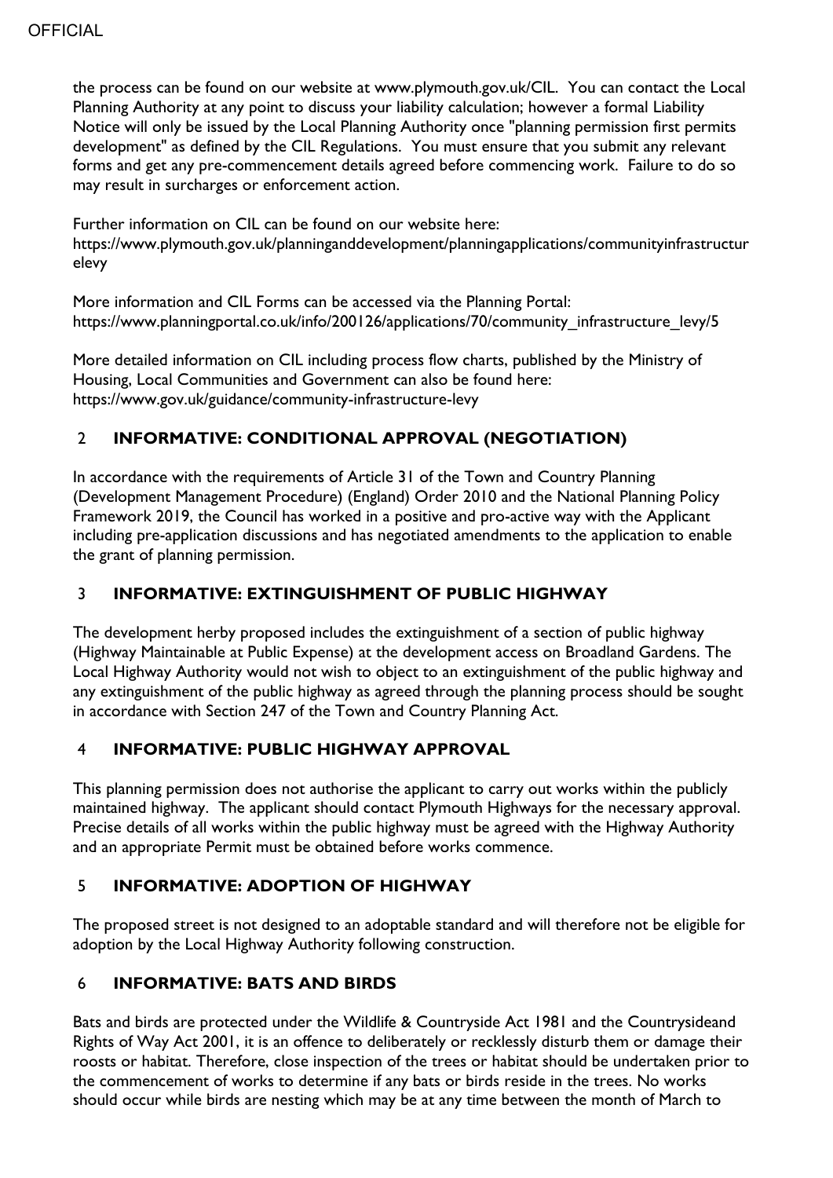the process can be found on our website at www.plymouth.gov.uk/CIL. You can contact the Local Planning Authority at any point to discuss your liability calculation; however a formal Liability Notice will only be issued by the Local Planning Authority once "planning permission first permits development" as defined by the CIL Regulations. You must ensure that you submit any relevant forms and get any pre-commencement details agreed before commencing work. Failure to do so may result in surcharges or enforcement action.

Further information on CIL can be found on our website here:
https://www.plymouth.gov.uk/planninganddevelopment/planningapplications/communityinfrastructurelevy

More information and CIL Forms can be accessed via the Planning Portal:
https://www.planningportal.co.uk/info/200126/applications/70/community_infrastructure_levy/5

More detailed information on CIL including process flow charts, published by the Ministry of Housing, Local Communities and Government can also be found here:
https://www.gov.uk/guidance/community-infrastructure-levy

## 2 INFORMATIVE: CONDITIONAL APPROVAL (NEGOTIATION)

In accordance with the requirements of Article 31 of the Town and Country Planning (Development Management Procedure) (England) Order 2010 and the National Planning Policy Framework 2019, the Council has worked in a positive and pro-active way with the Applicant including pre-application discussions and has negotiated amendments to the application to enable the grant of planning permission.

## 3 INFORMATIVE: EXTINGUISHMENT OF PUBLIC HIGHWAY

The development herby proposed includes the extinguishment of a section of public highway (Highway Maintainable at Public Expense) at the development access on Broadland Gardens. The Local Highway Authority would not wish to object to an extinguishment of the public highway and any extinguishment of the public highway as agreed through the planning process should be sought in accordance with Section 247 of the Town and Country Planning Act.

## 4 INFORMATIVE: PUBLIC HIGHWAY APPROVAL

This planning permission does not authorise the applicant to carry out works within the publicly maintained highway. The applicant should contact Plymouth Highways for the necessary approval. Precise details of all works within the public highway must be agreed with the Highway Authority and an appropriate Permit must be obtained before works commence.

## 5 INFORMATIVE: ADOPTION OF HIGHWAY

The proposed street is not designed to an adoptable standard and will therefore not be eligible for adoption by the Local Highway Authority following construction.

## 6 INFORMATIVE: BATS AND BIRDS

Bats and birds are protected under the Wildlife & Countryside Act 1981 and the Countrysideand Rights of Way Act 2001, it is an offence to deliberately or recklessly disturb them or damage their roosts or habitat. Therefore, close inspection of the trees or habitat should be undertaken prior to the commencement of works to determine if any bats or birds reside in the trees. No works should occur while birds are nesting which may be at any time between the month of March to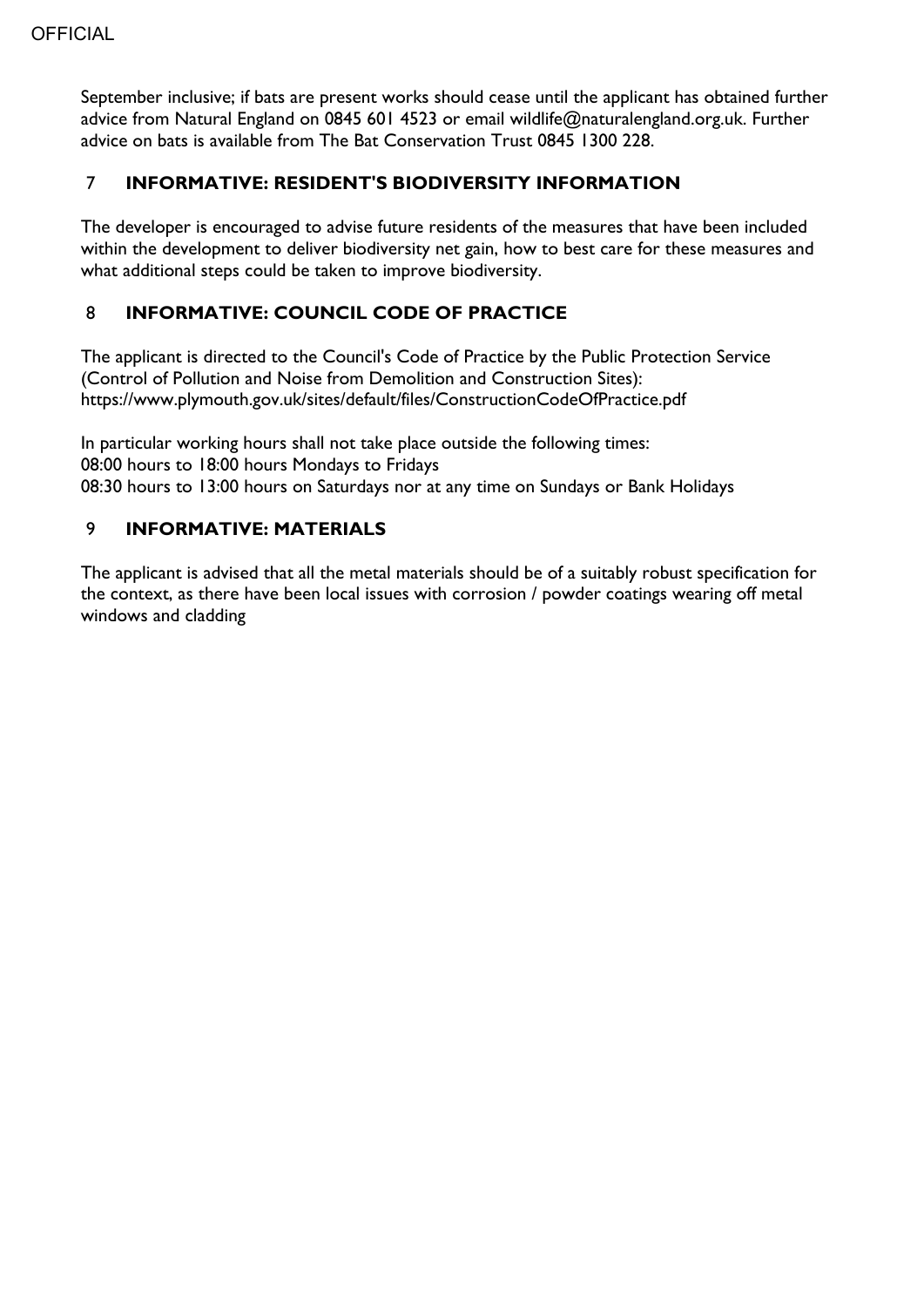September inclusive; if bats are present works should cease until the applicant has obtained further advice from Natural England on 0845 601 4523 or email wildlife@naturalengland.org.uk. Further advice on bats is available from The Bat Conservation Trust 0845 1300 228.

## 7 INFORMATIVE: RESIDENT'S BIODIVERSITY INFORMATION

The developer is encouraged to advise future residents of the measures that have been included within the development to deliver biodiversity net gain, how to best care for these measures and what additional steps could be taken to improve biodiversity.

## 8 INFORMATIVE: COUNCIL CODE OF PRACTICE

The applicant is directed to the Council's Code of Practice by the Public Protection Service (Control of Pollution and Noise from Demolition and Construction Sites):
https://www.plymouth.gov.uk/sites/default/files/ConstructionCodeOfPractice.pdf

In particular working hours shall not take place outside the following times:
08:00 hours to 18:00 hours Mondays to Fridays
08:30 hours to 13:00 hours on Saturdays nor at any time on Sundays or Bank Holidays

## 9 INFORMATIVE: MATERIALS

The applicant is advised that all the metal materials should be of a suitably robust specification for the context, as there have been local issues with corrosion / powder coatings wearing off metal windows and cladding